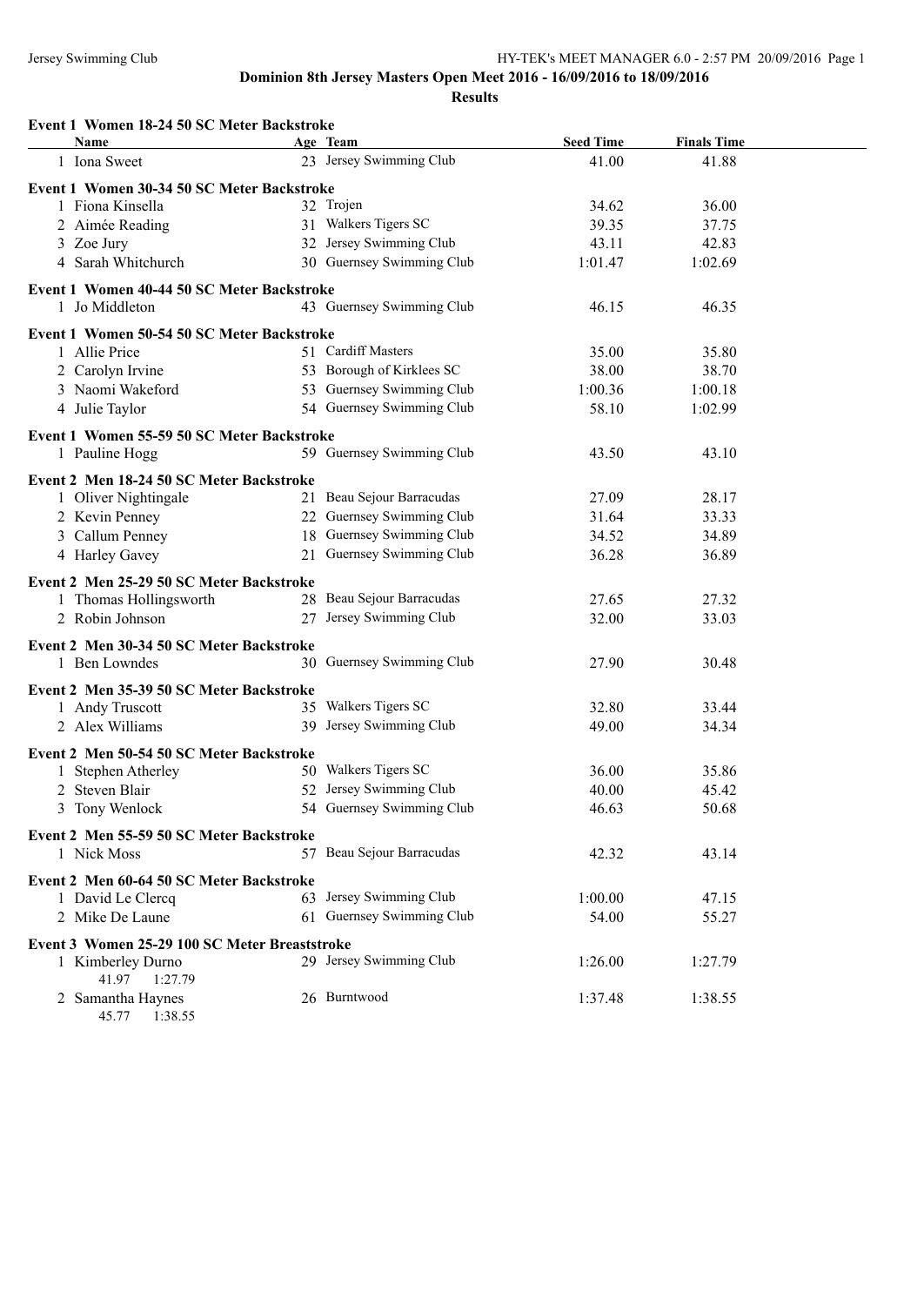**Dominion 8th Jersey Masters Open Meet 2016 - 16/09/2016 to 18/09/2016**

**Results**

### Event 1 Women 18-24 50 SC Meter Backstroke

| | Name | Age | Team | Seed Time | Finals Time |
|---|---|---|---|---|---|
| 1 | Iona Sweet | 23 | Jersey Swimming Club | 41.00 | 41.88 |

### Event 1 Women 30-34 50 SC Meter Backstroke

| | Name | Age | Team | Seed Time | Finals Time |
|---|---|---|---|---|---|
| 1 | Fiona Kinsella | 32 | Trojen | 34.62 | 36.00 |
| 2 | Aimée Reading | 31 | Walkers Tigers SC | 39.35 | 37.75 |
| 3 | Zoe Jury | 32 | Jersey Swimming Club | 43.11 | 42.83 |
| 4 | Sarah Whitchurch | 30 | Guernsey Swimming Club | 1:01.47 | 1:02.69 |

### Event 1 Women 40-44 50 SC Meter Backstroke

| | Name | Age | Team | Seed Time | Finals Time |
|---|---|---|---|---|---|
| 1 | Jo Middleton | 43 | Guernsey Swimming Club | 46.15 | 46.35 |

### Event 1 Women 50-54 50 SC Meter Backstroke

| | Name | Age | Team | Seed Time | Finals Time |
|---|---|---|---|---|---|
| 1 | Allie Price | 51 | Cardiff Masters | 35.00 | 35.80 |
| 2 | Carolyn Irvine | 53 | Borough of Kirklees SC | 38.00 | 38.70 |
| 3 | Naomi Wakeford | 53 | Guernsey Swimming Club | 1:00.36 | 1:00.18 |
| 4 | Julie Taylor | 54 | Guernsey Swimming Club | 58.10 | 1:02.99 |

### Event 1 Women 55-59 50 SC Meter Backstroke

| | Name | Age | Team | Seed Time | Finals Time |
|---|---|---|---|---|---|
| 1 | Pauline Hogg | 59 | Guernsey Swimming Club | 43.50 | 43.10 |

### Event 2 Men 18-24 50 SC Meter Backstroke

| | Name | Age | Team | Seed Time | Finals Time |
|---|---|---|---|---|---|
| 1 | Oliver Nightingale | 21 | Beau Sejour Barracudas | 27.09 | 28.17 |
| 2 | Kevin Penney | 22 | Guernsey Swimming Club | 31.64 | 33.33 |
| 3 | Callum Penney | 18 | Guernsey Swimming Club | 34.52 | 34.89 |
| 4 | Harley Gavey | 21 | Guernsey Swimming Club | 36.28 | 36.89 |

### Event 2 Men 25-29 50 SC Meter Backstroke

| | Name | Age | Team | Seed Time | Finals Time |
|---|---|---|---|---|---|
| 1 | Thomas Hollingsworth | 28 | Beau Sejour Barracudas | 27.65 | 27.32 |
| 2 | Robin Johnson | 27 | Jersey Swimming Club | 32.00 | 33.03 |

### Event 2 Men 30-34 50 SC Meter Backstroke

| | Name | Age | Team | Seed Time | Finals Time |
|---|---|---|---|---|---|
| 1 | Ben Lowndes | 30 | Guernsey Swimming Club | 27.90 | 30.48 |

### Event 2 Men 35-39 50 SC Meter Backstroke

| | Name | Age | Team | Seed Time | Finals Time |
|---|---|---|---|---|---|
| 1 | Andy Truscott | 35 | Walkers Tigers SC | 32.80 | 33.44 |
| 2 | Alex Williams | 39 | Jersey Swimming Club | 49.00 | 34.34 |

### Event 2 Men 50-54 50 SC Meter Backstroke

| | Name | Age | Team | Seed Time | Finals Time |
|---|---|---|---|---|---|
| 1 | Stephen Atherley | 50 | Walkers Tigers SC | 36.00 | 35.86 |
| 2 | Steven Blair | 52 | Jersey Swimming Club | 40.00 | 45.42 |
| 3 | Tony Wenlock | 54 | Guernsey Swimming Club | 46.63 | 50.68 |

### Event 2 Men 55-59 50 SC Meter Backstroke

| | Name | Age | Team | Seed Time | Finals Time |
|---|---|---|---|---|---|
| 1 | Nick Moss | 57 | Beau Sejour Barracudas | 42.32 | 43.14 |

### Event 2 Men 60-64 50 SC Meter Backstroke

| | Name | Age | Team | Seed Time | Finals Time |
|---|---|---|---|---|---|
| 1 | David Le Clercq | 63 | Jersey Swimming Club | 1:00.00 | 47.15 |
| 2 | Mike De Laune | 61 | Guernsey Swimming Club | 54.00 | 55.27 |

### Event 3 Women 25-29 100 SC Meter Breaststroke

| | Name | Age | Team | Seed Time | Finals Time |
|---|---|---|---|---|---|
| 1 | Kimberley Durno | 29 | Jersey Swimming Club | 1:26.00 | 1:27.79 |
| | 41.97 1:27.79 | | | | |
| 2 | Samantha Haynes | 26 | Burntwood | 1:37.48 | 1:38.55 |
| | 45.77 1:38.55 | | | | |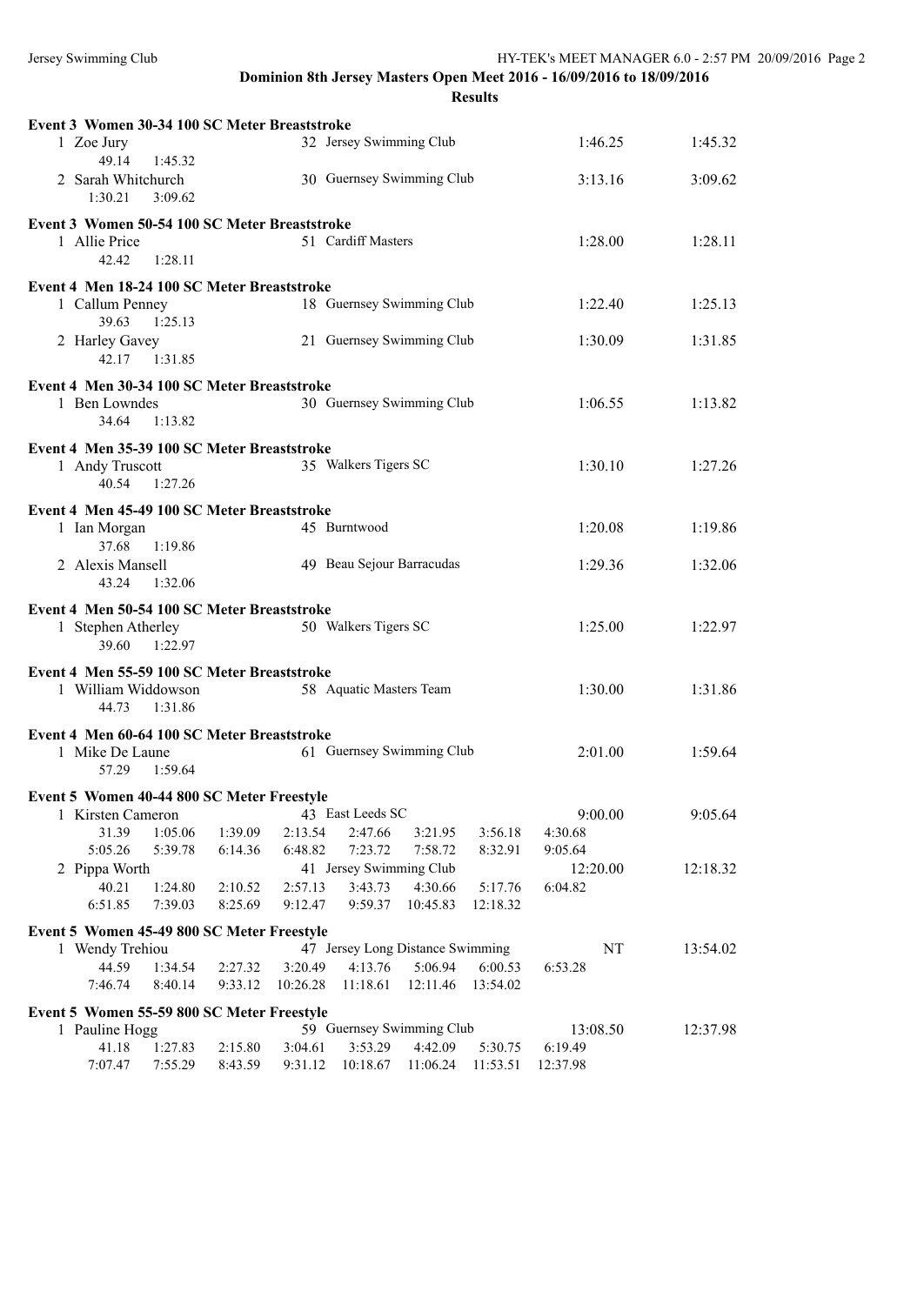**Dominion 8th Jersey Masters Open Meet 2016 - 16/09/2016 to 18/09/2016**

**Results**

### Event 3 Women 30-34 100 SC Meter Breaststroke

| Place | Name | Age | Team | Seed Time | Finals Time |
|---|---|---|---|---|---|
| 1 | Zoe Jury | 32 | Jersey Swimming Club | 1:46.25 | 1:45.32 |
| | 49.14 1:45.32 | | | | |
| 2 | Sarah Whitchurch | 30 | Guernsey Swimming Club | 3:13.16 | 3:09.62 |
| | 1:30.21 3:09.62 | | | | |

### Event 3 Women 50-54 100 SC Meter Breaststroke

| Place | Name | Age | Team | Seed Time | Finals Time |
|---|---|---|---|---|---|
| 1 | Allie Price | 51 | Cardiff Masters | 1:28.00 | 1:28.11 |
| | 42.42 1:28.11 | | | | |

### Event 4 Men 18-24 100 SC Meter Breaststroke

| Place | Name | Age | Team | Seed Time | Finals Time |
|---|---|---|---|---|---|
| 1 | Callum Penney | 18 | Guernsey Swimming Club | 1:22.40 | 1:25.13 |
| | 39.63 1:25.13 | | | | |
| 2 | Harley Gavey | 21 | Guernsey Swimming Club | 1:30.09 | 1:31.85 |
| | 42.17 1:31.85 | | | | |

### Event 4 Men 30-34 100 SC Meter Breaststroke

| Place | Name | Age | Team | Seed Time | Finals Time |
|---|---|---|---|---|---|
| 1 | Ben Lowndes | 30 | Guernsey Swimming Club | 1:06.55 | 1:13.82 |
| | 34.64 1:13.82 | | | | |

### Event 4 Men 35-39 100 SC Meter Breaststroke

| Place | Name | Age | Team | Seed Time | Finals Time |
|---|---|---|---|---|---|
| 1 | Andy Truscott | 35 | Walkers Tigers SC | 1:30.10 | 1:27.26 |
| | 40.54 1:27.26 | | | | |

### Event 4 Men 45-49 100 SC Meter Breaststroke

| Place | Name | Age | Team | Seed Time | Finals Time |
|---|---|---|---|---|---|
| 1 | Ian Morgan | 45 | Burntwood | 1:20.08 | 1:19.86 |
| | 37.68 1:19.86 | | | | |
| 2 | Alexis Mansell | 49 | Beau Sejour Barracudas | 1:29.36 | 1:32.06 |
| | 43.24 1:32.06 | | | | |

### Event 4 Men 50-54 100 SC Meter Breaststroke

| Place | Name | Age | Team | Seed Time | Finals Time |
|---|---|---|---|---|---|
| 1 | Stephen Atherley | 50 | Walkers Tigers SC | 1:25.00 | 1:22.97 |
| | 39.60 1:22.97 | | | | |

### Event 4 Men 55-59 100 SC Meter Breaststroke

| Place | Name | Age | Team | Seed Time | Finals Time |
|---|---|---|---|---|---|
| 1 | William Widdowson | 58 | Aquatic Masters Team | 1:30.00 | 1:31.86 |
| | 44.73 1:31.86 | | | | |

### Event 4 Men 60-64 100 SC Meter Breaststroke

| Place | Name | Age | Team | Seed Time | Finals Time |
|---|---|---|---|---|---|
| 1 | Mike De Laune | 61 | Guernsey Swimming Club | 2:01.00 | 1:59.64 |
| | 57.29 1:59.64 | | | | |

### Event 5 Women 40-44 800 SC Meter Freestyle

| Place | Name | Age | Team | Seed Time | Finals Time |
|---|---|---|---|---|---|
| 1 | Kirsten Cameron | 43 | East Leeds SC | 9:00.00 | 9:05.64 |
| | 31.39 1:05.06 1:39.09 2:13.54 2:47.66 3:21.95 3:56.18 4:30.68 | | | | |
| | 5:05.26 5:39.78 6:14.36 6:48.82 7:23.72 7:58.72 8:32.91 9:05.64 | | | | |
| 2 | Pippa Worth | 41 | Jersey Swimming Club | 12:20.00 | 12:18.32 |
| | 40.21 1:24.80 2:10.52 2:57.13 3:43.73 4:30.66 5:17.76 6:04.82 | | | | |
| | 6:51.85 7:39.03 8:25.69 9:12.47 9:59.37 10:45.83 12:18.32 | | | | |

### Event 5 Women 45-49 800 SC Meter Freestyle

| Place | Name | Age | Team | Seed Time | Finals Time |
|---|---|---|---|---|---|
| 1 | Wendy Trehiou | 47 | Jersey Long Distance Swimming | NT | 13:54.02 |
| | 44.59 1:34.54 2:27.32 3:20.49 4:13.76 5:06.94 6:00.53 6:53.28 | | | | |
| | 7:46.74 8:40.14 9:33.12 10:26.28 11:18.61 12:11.46 13:54.02 | | | | |

### Event 5 Women 55-59 800 SC Meter Freestyle

| Place | Name | Age | Team | Seed Time | Finals Time |
|---|---|---|---|---|---|
| 1 | Pauline Hogg | 59 | Guernsey Swimming Club | 13:08.50 | 12:37.98 |
| | 41.18 1:27.83 2:15.80 3:04.61 3:53.29 4:42.09 5:30.75 6:19.49 | | | | |
| | 7:07.47 7:55.29 8:43.59 9:31.12 10:18.67 11:06.24 11:53.51 12:37.98 | | | | |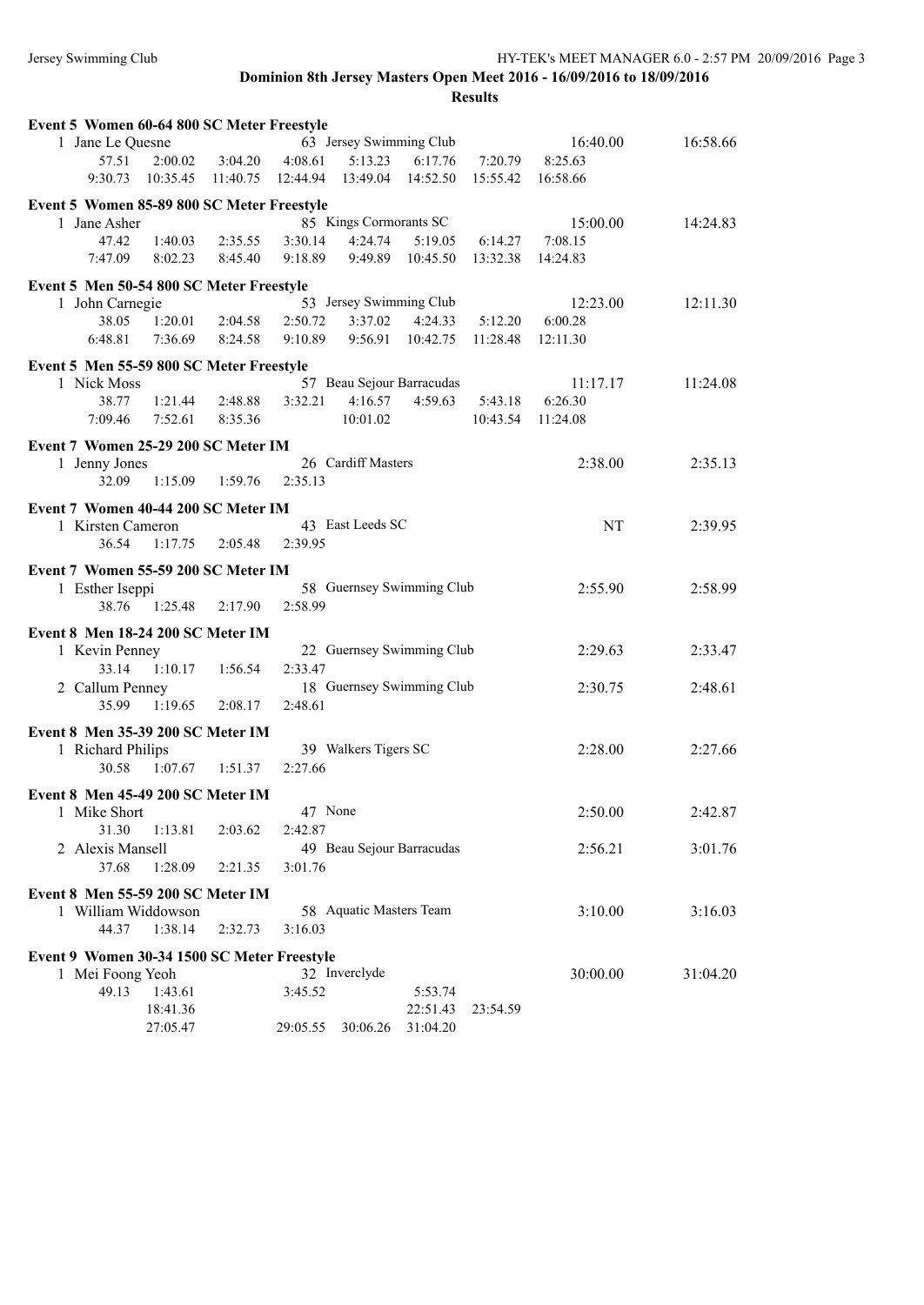# Dominion 8th Jersey Masters Open Meet 2016 - 16/09/2016 to 18/09/2016

## Results

**Event 5 Women 60-64 800 SC Meter Freestyle**

1 Jane Le Quesne — 63 Jersey Swimming Club — 16:40.00 — 16:58.66

57.51 2:00.02 3:04.20 4:08.61 5:13.23 6:17.76 7:20.79 8:25.63
9:30.73 10:35.45 11:40.75 12:44.94 13:49.04 14:52.50 15:55.42 16:58.66

**Event 5 Women 85-89 800 SC Meter Freestyle**

1 Jane Asher — 85 Kings Cormorants SC — 15:00.00 — 14:24.83

47.42 1:40.03 2:35.55 3:30.14 4:24.74 5:19.05 6:14.27 7:08.15
7:47.09 8:02.23 8:45.40 9:18.89 9:49.89 10:45.50 13:32.38 14:24.83

**Event 5 Men 50-54 800 SC Meter Freestyle**

1 John Carnegie — 53 Jersey Swimming Club — 12:23.00 — 12:11.30

38.05 1:20.01 2:04.58 2:50.72 3:37.02 4:24.33 5:12.20 6:00.28
6:48.81 7:36.69 8:24.58 9:10.89 9:56.91 10:42.75 11:28.48 12:11.30

**Event 5 Men 55-59 800 SC Meter Freestyle**

1 Nick Moss — 57 Beau Sejour Barracudas — 11:17.17 — 11:24.08

38.77 1:21.44 2:48.88 3:32.21 4:16.57 4:59.63 5:43.18 6:26.30
7:09.46 7:52.61 8:35.36 10:01.02 10:43.54 11:24.08

**Event 7 Women 25-29 200 SC Meter IM**

1 Jenny Jones — 26 Cardiff Masters — 2:38.00 — 2:35.13

32.09 1:15.09 1:59.76 2:35.13

**Event 7 Women 40-44 200 SC Meter IM**

1 Kirsten Cameron — 43 East Leeds SC — NT — 2:39.95

36.54 1:17.75 2:05.48 2:39.95

**Event 7 Women 55-59 200 SC Meter IM**

1 Esther Iseppi — 58 Guernsey Swimming Club — 2:55.90 — 2:58.99

38.76 1:25.48 2:17.90 2:58.99

**Event 8 Men 18-24 200 SC Meter IM**

1 Kevin Penney — 22 Guernsey Swimming Club — 2:29.63 — 2:33.47

33.14 1:10.17 1:56.54 2:33.47

2 Callum Penney — 18 Guernsey Swimming Club — 2:30.75 — 2:48.61

35.99 1:19.65 2:08.17 2:48.61

**Event 8 Men 35-39 200 SC Meter IM**

1 Richard Philips — 39 Walkers Tigers SC — 2:28.00 — 2:27.66

30.58 1:07.67 1:51.37 2:27.66

**Event 8 Men 45-49 200 SC Meter IM**

1 Mike Short — 47 None — 2:50.00 — 2:42.87

31.30 1:13.81 2:03.62 2:42.87

2 Alexis Mansell — 49 Beau Sejour Barracudas — 2:56.21 — 3:01.76

37.68 1:28.09 2:21.35 3:01.76

**Event 8 Men 55-59 200 SC Meter IM**

1 William Widdowson — 58 Aquatic Masters Team — 3:10.00 — 3:16.03

44.37 1:38.14 2:32.73 3:16.03

**Event 9 Women 30-34 1500 SC Meter Freestyle**

1 Mei Foong Yeoh — 32 Inverclyde — 30:00.00 — 31:04.20

49.13 1:43.61 3:45.52 5:53.74
18:41.36 22:51.43 23:54.59
27:05.47 29:05.55 30:06.26 31:04.20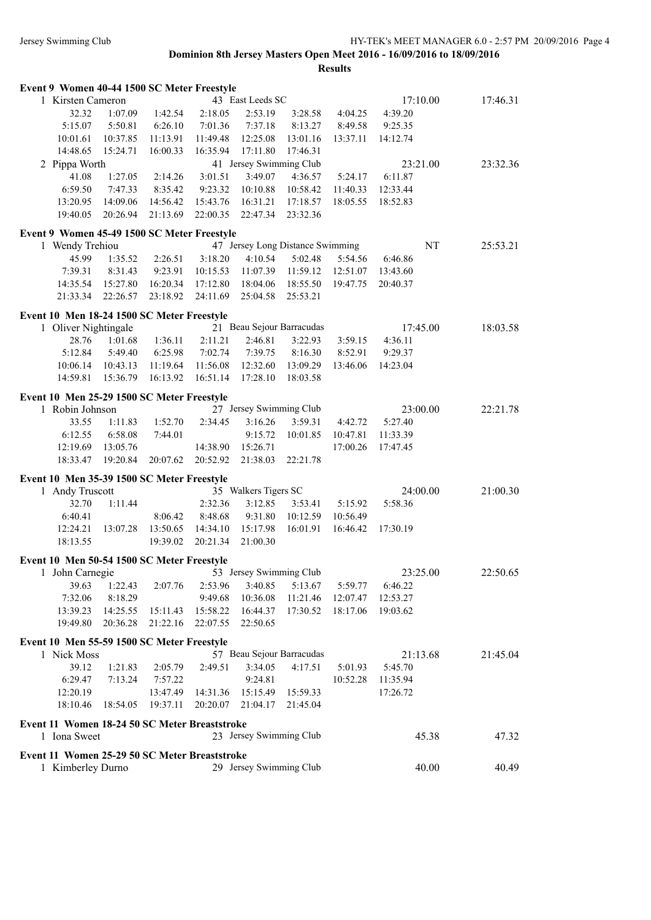## Event 9 Women 40-44 1500 SC Meter Freestyle

| Place | Name | Age | Team | Seed Time | Finals Time |
|---|---|---|---|---|---|
| 1 | Kirsten Cameron | 43 | East Leeds SC | 17:10.00 | 17:46.31 |

| | | | | | | | |
|---|---|---|---|---|---|---|---|
| 32.32 | 1:07.09 | 1:42.54 | 2:18.05 | 2:53.19 | 3:28.58 | 4:04.25 | 4:39.20 |
| 5:15.07 | 5:50.81 | 6:26.10 | 7:01.36 | 7:37.18 | 8:13.27 | 8:49.58 | 9:25.35 |
| 10:01.61 | 10:37.85 | 11:13.91 | 11:49.48 | 12:25.08 | 13:01.16 | 13:37.11 | 14:12.74 |
| 14:48.65 | 15:24.71 | 16:00.33 | 16:35.94 | 17:11.80 | 17:46.31 | | |

| Place | Name | Age | Team | Seed Time | Finals Time |
|---|---|---|---|---|---|
| 2 | Pippa Worth | 41 | Jersey Swimming Club | 23:21.00 | 23:32.36 |

| | | | | | | | |
|---|---|---|---|---|---|---|---|
| 41.08 | 1:27.05 | 2:14.26 | 3:01.51 | 3:49.07 | 4:36.57 | 5:24.17 | 6:11.87 |
| 6:59.50 | 7:47.33 | 8:35.42 | 9:23.32 | 10:10.88 | 10:58.42 | 11:40.33 | 12:33.44 |
| 13:20.95 | 14:09.06 | 14:56.42 | 15:43.76 | 16:31.21 | 17:18.57 | 18:05.55 | 18:52.83 |
| 19:40.05 | 20:26.94 | 21:13.69 | 22:00.35 | 22:47.34 | 23:32.36 | | |

## Event 9 Women 45-49 1500 SC Meter Freestyle

| Place | Name | Age | Team | Seed Time | Finals Time |
|---|---|---|---|---|---|
| 1 | Wendy Trehiou | 47 | Jersey Long Distance Swimming | NT | 25:53.21 |

| | | | | | | | |
|---|---|---|---|---|---|---|---|
| 45.99 | 1:35.52 | 2:26.51 | 3:18.20 | 4:10.54 | 5:02.48 | 5:54.56 | 6:46.86 |
| 7:39.31 | 8:31.43 | 9:23.91 | 10:15.53 | 11:07.39 | 11:59.12 | 12:51.07 | 13:43.60 |
| 14:35.54 | 15:27.80 | 16:20.34 | 17:12.80 | 18:04.06 | 18:55.50 | 19:47.75 | 20:40.37 |
| 21:33.34 | 22:26.57 | 23:18.92 | 24:11.69 | 25:04.58 | 25:53.21 | | |

## Event 10 Men 18-24 1500 SC Meter Freestyle

| Place | Name | Age | Team | Seed Time | Finals Time |
|---|---|---|---|---|---|
| 1 | Oliver Nightingale | 21 | Beau Sejour Barracudas | 17:45.00 | 18:03.58 |

| | | | | | | | |
|---|---|---|---|---|---|---|---|
| 28.76 | 1:01.68 | 1:36.11 | 2:11.21 | 2:46.81 | 3:22.93 | 3:59.15 | 4:36.11 |
| 5:12.84 | 5:49.40 | 6:25.98 | 7:02.74 | 7:39.75 | 8:16.30 | 8:52.91 | 9:29.37 |
| 10:06.14 | 10:43.13 | 11:19.64 | 11:56.08 | 12:32.60 | 13:09.29 | 13:46.06 | 14:23.04 |
| 14:59.81 | 15:36.79 | 16:13.92 | 16:51.14 | 17:28.10 | 18:03.58 | | |

## Event 10 Men 25-29 1500 SC Meter Freestyle

| Place | Name | Age | Team | Seed Time | Finals Time |
|---|---|---|---|---|---|
| 1 | Robin Johnson | 27 | Jersey Swimming Club | 23:00.00 | 22:21.78 |

| | | | | | | | |
|---|---|---|---|---|---|---|---|
| 33.55 | 1:11.83 | 1:52.70 | 2:34.45 | 3:16.26 | 3:59.31 | 4:42.72 | 5:27.40 |
| 6:12.55 | 6:58.08 | 7:44.01 | | 9:15.72 | 10:01.85 | 10:47.81 | 11:33.39 |
| 12:19.69 | 13:05.76 | | 14:38.90 | 15:26.71 | | 17:00.26 | 17:47.45 |
| 18:33.47 | 19:20.84 | 20:07.62 | 20:52.92 | 21:38.03 | 22:21.78 | | |

## Event 10 Men 35-39 1500 SC Meter Freestyle

| Place | Name | Age | Team | Seed Time | Finals Time |
|---|---|---|---|---|---|
| 1 | Andy Truscott | 35 | Walkers Tigers SC | 24:00.00 | 21:00.30 |

| | | | | | | | |
|---|---|---|---|---|---|---|---|
| 32.70 | 1:11.44 | | 2:32.36 | 3:12.85 | 3:53.41 | 5:15.92 | 5:58.36 |
| 6:40.41 | | 8:06.42 | 8:48.68 | 9:31.80 | 10:12.59 | 10:56.49 | |
| 12:24.21 | 13:07.28 | 13:50.65 | 14:34.10 | 15:17.98 | 16:01.91 | 16:46.42 | 17:30.19 |
| 18:13.55 | | 19:39.02 | 20:21.34 | 21:00.30 | | | |

## Event 10 Men 50-54 1500 SC Meter Freestyle

| Place | Name | Age | Team | Seed Time | Finals Time |
|---|---|---|---|---|---|
| 1 | John Carnegie | 53 | Jersey Swimming Club | 23:25.00 | 22:50.65 |

| | | | | | | | |
|---|---|---|---|---|---|---|---|
| 39.63 | 1:22.43 | 2:07.76 | 2:53.96 | 3:40.85 | 5:13.67 | 5:59.77 | 6:46.22 |
| 7:32.06 | 8:18.29 | | 9:49.68 | 10:36.08 | 11:21.46 | 12:07.47 | 12:53.27 |
| 13:39.23 | 14:25.55 | 15:11.43 | 15:58.22 | 16:44.37 | 17:30.52 | 18:17.06 | 19:03.62 |
| 19:49.80 | 20:36.28 | 21:22.16 | 22:07.55 | 22:50.65 | | | |

## Event 10 Men 55-59 1500 SC Meter Freestyle

| Place | Name | Age | Team | Seed Time | Finals Time |
|---|---|---|---|---|---|
| 1 | Nick Moss | 57 | Beau Sejour Barracudas | 21:13.68 | 21:45.04 |

| | | | | | | | |
|---|---|---|---|---|---|---|---|
| 39.12 | 1:21.83 | 2:05.79 | 2:49.51 | 3:34.05 | 4:17.51 | 5:01.93 | 5:45.70 |
| 6:29.47 | 7:13.24 | 7:57.22 | | 9:24.81 | | 10:52.28 | 11:35.94 |
| 12:20.19 | | 13:47.49 | 14:31.36 | 15:15.49 | 15:59.33 | | 17:26.72 |
| 18:10.46 | 18:54.05 | 19:37.11 | 20:20.07 | 21:04.17 | 21:45.04 | | |

## Event 11 Women 18-24 50 SC Meter Breaststroke

| Place | Name | Age | Team | Seed Time | Finals Time |
|---|---|---|---|---|---|
| 1 | Iona Sweet | 23 | Jersey Swimming Club | 45.38 | 47.32 |

## Event 11 Women 25-29 50 SC Meter Breaststroke

| Place | Name | Age | Team | Seed Time | Finals Time |
|---|---|---|---|---|---|
| 1 | Kimberley Durno | 29 | Jersey Swimming Club | 40.00 | 40.49 |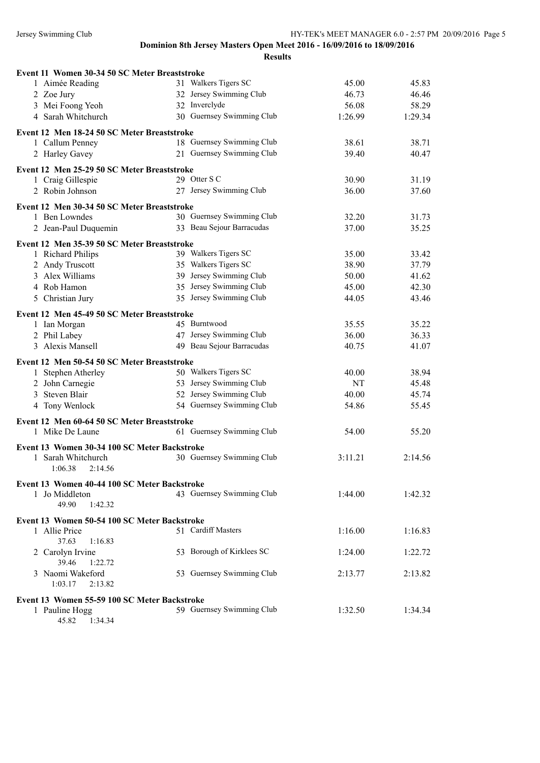**Dominion 8th Jersey Masters Open Meet 2016 - 16/09/2016 to 18/09/2016**

**Results**

**Event 11 Women 30-34 50 SC Meter Breaststroke**

| Place | Name | Age | Team | Seed Time | Finals Time |
|---|---|---|---|---|---|
| 1 | Aimée Reading | 31 | Walkers Tigers SC | 45.00 | 45.83 |
| 2 | Zoe Jury | 32 | Jersey Swimming Club | 46.73 | 46.46 |
| 3 | Mei Foong Yeoh | 32 | Inverclyde | 56.08 | 58.29 |
| 4 | Sarah Whitchurch | 30 | Guernsey Swimming Club | 1:26.99 | 1:29.34 |

**Event 12 Men 18-24 50 SC Meter Breaststroke**

| Place | Name | Age | Team | Seed Time | Finals Time |
|---|---|---|---|---|---|
| 1 | Callum Penney | 18 | Guernsey Swimming Club | 38.61 | 38.71 |
| 2 | Harley Gavey | 21 | Guernsey Swimming Club | 39.40 | 40.47 |

**Event 12 Men 25-29 50 SC Meter Breaststroke**

| Place | Name | Age | Team | Seed Time | Finals Time |
|---|---|---|---|---|---|
| 1 | Craig Gillespie | 29 | Otter S C | 30.90 | 31.19 |
| 2 | Robin Johnson | 27 | Jersey Swimming Club | 36.00 | 37.60 |

**Event 12 Men 30-34 50 SC Meter Breaststroke**

| Place | Name | Age | Team | Seed Time | Finals Time |
|---|---|---|---|---|---|
| 1 | Ben Lowndes | 30 | Guernsey Swimming Club | 32.20 | 31.73 |
| 2 | Jean-Paul Duquemin | 33 | Beau Sejour Barracudas | 37.00 | 35.25 |

**Event 12 Men 35-39 50 SC Meter Breaststroke**

| Place | Name | Age | Team | Seed Time | Finals Time |
|---|---|---|---|---|---|
| 1 | Richard Philips | 39 | Walkers Tigers SC | 35.00 | 33.42 |
| 2 | Andy Truscott | 35 | Walkers Tigers SC | 38.90 | 37.79 |
| 3 | Alex Williams | 39 | Jersey Swimming Club | 50.00 | 41.62 |
| 4 | Rob Hamon | 35 | Jersey Swimming Club | 45.00 | 42.30 |
| 5 | Christian Jury | 35 | Jersey Swimming Club | 44.05 | 43.46 |

**Event 12 Men 45-49 50 SC Meter Breaststroke**

| Place | Name | Age | Team | Seed Time | Finals Time |
|---|---|---|---|---|---|
| 1 | Ian Morgan | 45 | Burntwood | 35.55 | 35.22 |
| 2 | Phil Labey | 47 | Jersey Swimming Club | 36.00 | 36.33 |
| 3 | Alexis Mansell | 49 | Beau Sejour Barracudas | 40.75 | 41.07 |

**Event 12 Men 50-54 50 SC Meter Breaststroke**

| Place | Name | Age | Team | Seed Time | Finals Time |
|---|---|---|---|---|---|
| 1 | Stephen Atherley | 50 | Walkers Tigers SC | 40.00 | 38.94 |
| 2 | John Carnegie | 53 | Jersey Swimming Club | NT | 45.48 |
| 3 | Steven Blair | 52 | Jersey Swimming Club | 40.00 | 45.74 |
| 4 | Tony Wenlock | 54 | Guernsey Swimming Club | 54.86 | 55.45 |

**Event 12 Men 60-64 50 SC Meter Breaststroke**

| Place | Name | Age | Team | Seed Time | Finals Time |
|---|---|---|---|---|---|
| 1 | Mike De Laune | 61 | Guernsey Swimming Club | 54.00 | 55.20 |

**Event 13 Women 30-34 100 SC Meter Backstroke**

| Place | Name | Age | Team | Seed Time | Finals Time |
|---|---|---|---|---|---|
| 1 | Sarah Whitchurch | 30 | Guernsey Swimming Club | 3:11.21 | 2:14.56 |
| | 1:06.38  2:14.56 | | | | |

**Event 13 Women 40-44 100 SC Meter Backstroke**

| Place | Name | Age | Team | Seed Time | Finals Time |
|---|---|---|---|---|---|
| 1 | Jo Middleton | 43 | Guernsey Swimming Club | 1:44.00 | 1:42.32 |
| | 49.90  1:42.32 | | | | |

**Event 13 Women 50-54 100 SC Meter Backstroke**

| Place | Name | Age | Team | Seed Time | Finals Time |
|---|---|---|---|---|---|
| 1 | Allie Price | 51 | Cardiff Masters | 1:16.00 | 1:16.83 |
| | 37.63  1:16.83 | | | | |
| 2 | Carolyn Irvine | 53 | Borough of Kirklees SC | 1:24.00 | 1:22.72 |
| | 39.46  1:22.72 | | | | |
| 3 | Naomi Wakeford | 53 | Guernsey Swimming Club | 2:13.77 | 2:13.82 |
| | 1:03.17  2:13.82 | | | | |

**Event 13 Women 55-59 100 SC Meter Backstroke**

| Place | Name | Age | Team | Seed Time | Finals Time |
|---|---|---|---|---|---|
| 1 | Pauline Hogg | 59 | Guernsey Swimming Club | 1:32.50 | 1:34.34 |
| | 45.82  1:34.34 | | | | |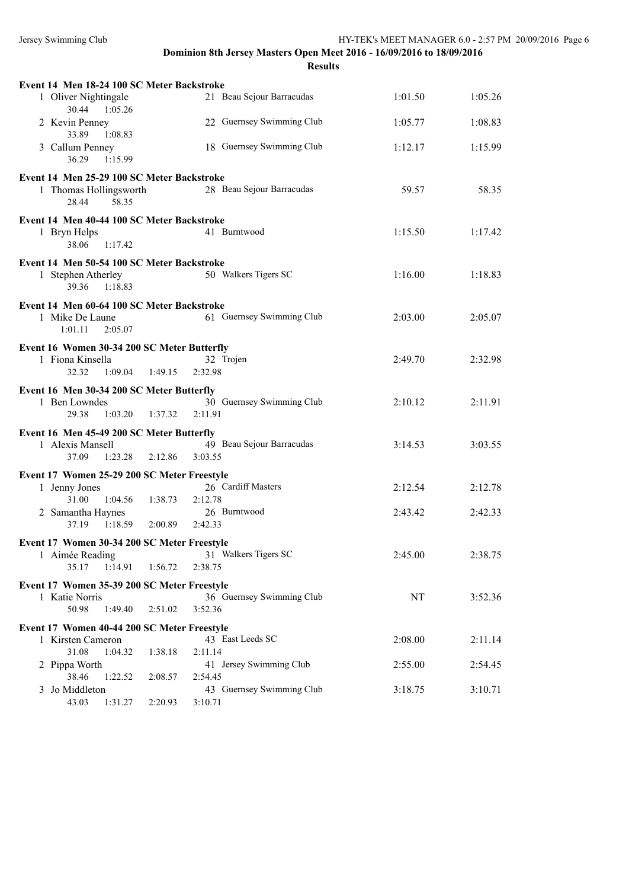# Dominion 8th Jersey Masters Open Meet 2016 - 16/09/2016 to 18/09/2016

## Results

### Event 14 Men 18-24 100 SC Meter Backstroke

| Place | Name | Age | Team | Seed Time | Finals Time |
|---|---|---|---|---|---|
| 1 | Oliver Nightingale | 21 | Beau Sejour Barracudas | 1:01.50 | 1:05.26 |
| | 30.44 1:05.26 | | | | |
| 2 | Kevin Penney | 22 | Guernsey Swimming Club | 1:05.77 | 1:08.83 |
| | 33.89 1:08.83 | | | | |
| 3 | Callum Penney | 18 | Guernsey Swimming Club | 1:12.17 | 1:15.99 |
| | 36.29 1:15.99 | | | | |

### Event 14 Men 25-29 100 SC Meter Backstroke

| Place | Name | Age | Team | Seed Time | Finals Time |
|---|---|---|---|---|---|
| 1 | Thomas Hollingsworth | 28 | Beau Sejour Barracudas | 59.57 | 58.35 |
| | 28.44 58.35 | | | | |

### Event 14 Men 40-44 100 SC Meter Backstroke

| Place | Name | Age | Team | Seed Time | Finals Time |
|---|---|---|---|---|---|
| 1 | Bryn Helps | 41 | Burntwood | 1:15.50 | 1:17.42 |
| | 38.06 1:17.42 | | | | |

### Event 14 Men 50-54 100 SC Meter Backstroke

| Place | Name | Age | Team | Seed Time | Finals Time |
|---|---|---|---|---|---|
| 1 | Stephen Atherley | 50 | Walkers Tigers SC | 1:16.00 | 1:18.83 |
| | 39.36 1:18.83 | | | | |

### Event 14 Men 60-64 100 SC Meter Backstroke

| Place | Name | Age | Team | Seed Time | Finals Time |
|---|---|---|---|---|---|
| 1 | Mike De Laune | 61 | Guernsey Swimming Club | 2:03.00 | 2:05.07 |
| | 1:01.11 2:05.07 | | | | |

### Event 16 Women 30-34 200 SC Meter Butterfly

| Place | Name | Age | Team | Seed Time | Finals Time |
|---|---|---|---|---|---|
| 1 | Fiona Kinsella | 32 | Trojen | 2:49.70 | 2:32.98 |
| | 32.32 1:09.04 1:49.15 2:32.98 | | | | |

### Event 16 Men 30-34 200 SC Meter Butterfly

| Place | Name | Age | Team | Seed Time | Finals Time |
|---|---|---|---|---|---|
| 1 | Ben Lowndes | 30 | Guernsey Swimming Club | 2:10.12 | 2:11.91 |
| | 29.38 1:03.20 1:37.32 2:11.91 | | | | |

### Event 16 Men 45-49 200 SC Meter Butterfly

| Place | Name | Age | Team | Seed Time | Finals Time |
|---|---|---|---|---|---|
| 1 | Alexis Mansell | 49 | Beau Sejour Barracudas | 3:14.53 | 3:03.55 |
| | 37.09 1:23.28 2:12.86 3:03.55 | | | | |

### Event 17 Women 25-29 200 SC Meter Freestyle

| Place | Name | Age | Team | Seed Time | Finals Time |
|---|---|---|---|---|---|
| 1 | Jenny Jones | 26 | Cardiff Masters | 2:12.54 | 2:12.78 |
| | 31.00 1:04.56 1:38.73 2:12.78 | | | | |
| 2 | Samantha Haynes | 26 | Burntwood | 2:43.42 | 2:42.33 |
| | 37.19 1:18.59 2:00.89 2:42.33 | | | | |

### Event 17 Women 30-34 200 SC Meter Freestyle

| Place | Name | Age | Team | Seed Time | Finals Time |
|---|---|---|---|---|---|
| 1 | Aimée Reading | 31 | Walkers Tigers SC | 2:45.00 | 2:38.75 |
| | 35.17 1:14.91 1:56.72 2:38.75 | | | | |

### Event 17 Women 35-39 200 SC Meter Freestyle

| Place | Name | Age | Team | Seed Time | Finals Time |
|---|---|---|---|---|---|
| 1 | Katie Norris | 36 | Guernsey Swimming Club | NT | 3:52.36 |
| | 50.98 1:49.40 2:51.02 3:52.36 | | | | |

### Event 17 Women 40-44 200 SC Meter Freestyle

| Place | Name | Age | Team | Seed Time | Finals Time |
|---|---|---|---|---|---|
| 1 | Kirsten Cameron | 43 | East Leeds SC | 2:08.00 | 2:11.14 |
| | 31.08 1:04.32 1:38.18 2:11.14 | | | | |
| 2 | Pippa Worth | 41 | Jersey Swimming Club | 2:55.00 | 2:54.45 |
| | 38.46 1:22.52 2:08.57 2:54.45 | | | | |
| 3 | Jo Middleton | 43 | Guernsey Swimming Club | 3:18.75 | 3:10.71 |
| | 43.03 1:31.27 2:20.93 3:10.71 | | | | |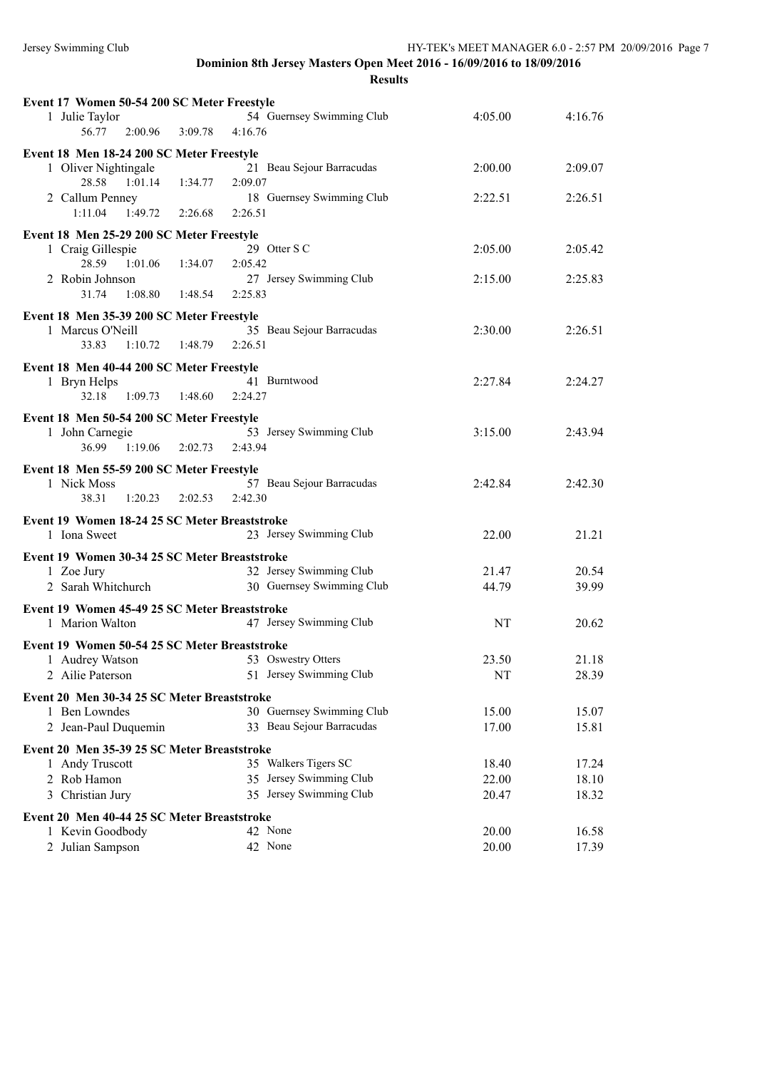**Dominion 8th Jersey Masters Open Meet 2016 - 16/09/2016 to 18/09/2016**

**Results**

**Event 17 Women 50-54 200 SC Meter Freestyle**

| | Name | Age | Team | Seed Time | Finals Time |
|---|---|---|---|---|---|
| 1 | Julie Taylor | 54 | Guernsey Swimming Club | 4:05.00 | 4:16.76 |
| | 56.77 / 2:00.96 / 3:09.78 / 4:16.76 | | | | |

**Event 18 Men 18-24 200 SC Meter Freestyle**

| | Name | Age | Team | Seed Time | Finals Time |
|---|---|---|---|---|---|
| 1 | Oliver Nightingale | 21 | Beau Sejour Barracudas | 2:00.00 | 2:09.07 |
| | 28.58 / 1:01.14 / 1:34.77 / 2:09.07 | | | | |
| 2 | Callum Penney | 18 | Guernsey Swimming Club | 2:22.51 | 2:26.51 |
| | 1:11.04 / 1:49.72 / 2:26.68 / 2:26.51 | | | | |

**Event 18 Men 25-29 200 SC Meter Freestyle**

| | Name | Age | Team | Seed Time | Finals Time |
|---|---|---|---|---|---|
| 1 | Craig Gillespie | 29 | Otter S C | 2:05.00 | 2:05.42 |
| | 28.59 / 1:01.06 / 1:34.07 / 2:05.42 | | | | |
| 2 | Robin Johnson | 27 | Jersey Swimming Club | 2:15.00 | 2:25.83 |
| | 31.74 / 1:08.80 / 1:48.54 / 2:25.83 | | | | |

**Event 18 Men 35-39 200 SC Meter Freestyle**

| | Name | Age | Team | Seed Time | Finals Time |
|---|---|---|---|---|---|
| 1 | Marcus O'Neill | 35 | Beau Sejour Barracudas | 2:30.00 | 2:26.51 |
| | 33.83 / 1:10.72 / 1:48.79 / 2:26.51 | | | | |

**Event 18 Men 40-44 200 SC Meter Freestyle**

| | Name | Age | Team | Seed Time | Finals Time |
|---|---|---|---|---|---|
| 1 | Bryn Helps | 41 | Burntwood | 2:27.84 | 2:24.27 |
| | 32.18 / 1:09.73 / 1:48.60 / 2:24.27 | | | | |

**Event 18 Men 50-54 200 SC Meter Freestyle**

| | Name | Age | Team | Seed Time | Finals Time |
|---|---|---|---|---|---|
| 1 | John Carnegie | 53 | Jersey Swimming Club | 3:15.00 | 2:43.94 |
| | 36.99 / 1:19.06 / 2:02.73 / 2:43.94 | | | | |

**Event 18 Men 55-59 200 SC Meter Freestyle**

| | Name | Age | Team | Seed Time | Finals Time |
|---|---|---|---|---|---|
| 1 | Nick Moss | 57 | Beau Sejour Barracudas | 2:42.84 | 2:42.30 |
| | 38.31 / 1:20.23 / 2:02.53 / 2:42.30 | | | | |

**Event 19 Women 18-24 25 SC Meter Breaststroke**

| | Name | Age | Team | Seed Time | Finals Time |
|---|---|---|---|---|---|
| 1 | Iona Sweet | 23 | Jersey Swimming Club | 22.00 | 21.21 |

**Event 19 Women 30-34 25 SC Meter Breaststroke**

| | Name | Age | Team | Seed Time | Finals Time |
|---|---|---|---|---|---|
| 1 | Zoe Jury | 32 | Jersey Swimming Club | 21.47 | 20.54 |
| 2 | Sarah Whitchurch | 30 | Guernsey Swimming Club | 44.79 | 39.99 |

**Event 19 Women 45-49 25 SC Meter Breaststroke**

| | Name | Age | Team | Seed Time | Finals Time |
|---|---|---|---|---|---|
| 1 | Marion Walton | 47 | Jersey Swimming Club | NT | 20.62 |

**Event 19 Women 50-54 25 SC Meter Breaststroke**

| | Name | Age | Team | Seed Time | Finals Time |
|---|---|---|---|---|---|
| 1 | Audrey Watson | 53 | Oswestry Otters | 23.50 | 21.18 |
| 2 | Ailie Paterson | 51 | Jersey Swimming Club | NT | 28.39 |

**Event 20 Men 30-34 25 SC Meter Breaststroke**

| | Name | Age | Team | Seed Time | Finals Time |
|---|---|---|---|---|---|
| 1 | Ben Lowndes | 30 | Guernsey Swimming Club | 15.00 | 15.07 |
| 2 | Jean-Paul Duquemin | 33 | Beau Sejour Barracudas | 17.00 | 15.81 |

**Event 20 Men 35-39 25 SC Meter Breaststroke**

| | Name | Age | Team | Seed Time | Finals Time |
|---|---|---|---|---|---|
| 1 | Andy Truscott | 35 | Walkers Tigers SC | 18.40 | 17.24 |
| 2 | Rob Hamon | 35 | Jersey Swimming Club | 22.00 | 18.10 |
| 3 | Christian Jury | 35 | Jersey Swimming Club | 20.47 | 18.32 |

**Event 20 Men 40-44 25 SC Meter Breaststroke**

| | Name | Age | Team | Seed Time | Finals Time |
|---|---|---|---|---|---|
| 1 | Kevin Goodbody | 42 | None | 20.00 | 16.58 |
| 2 | Julian Sampson | 42 | None | 20.00 | 17.39 |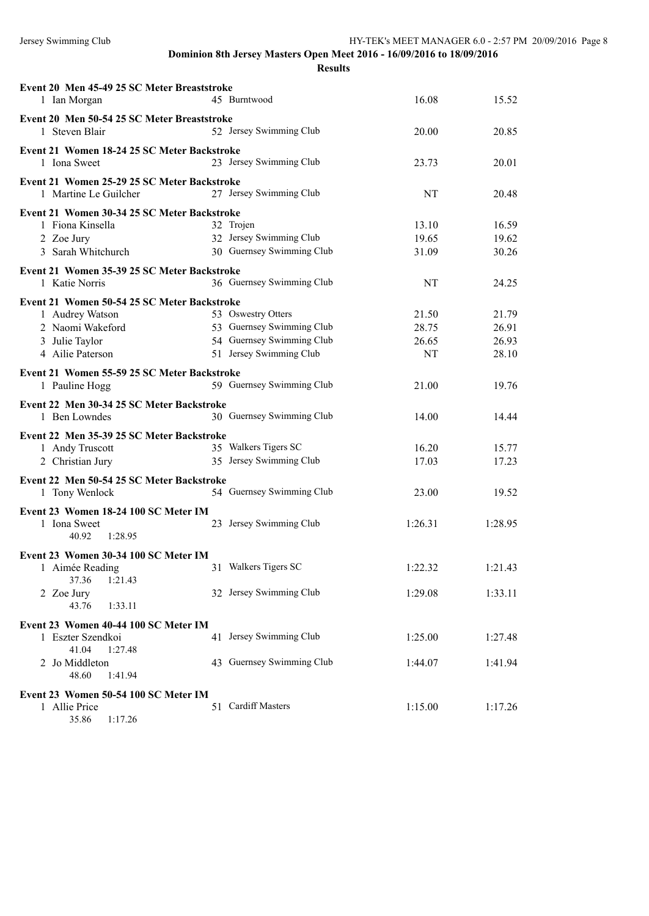Dominion 8th Jersey Masters Open Meet 2016 - 16/09/2016 to 18/09/2016

**Results**

**Event 20 Men 45-49 25 SC Meter Breaststroke**

| | Name | Age | Team | Seed Time | Finals Time |
|---|---|---|---|---|---|
| 1 | Ian Morgan | 45 | Burntwood | 16.08 | 15.52 |

**Event 20 Men 50-54 25 SC Meter Breaststroke**

| | Name | Age | Team | Seed Time | Finals Time |
|---|---|---|---|---|---|
| 1 | Steven Blair | 52 | Jersey Swimming Club | 20.00 | 20.85 |

**Event 21 Women 18-24 25 SC Meter Backstroke**

| | Name | Age | Team | Seed Time | Finals Time |
|---|---|---|---|---|---|
| 1 | Iona Sweet | 23 | Jersey Swimming Club | 23.73 | 20.01 |

**Event 21 Women 25-29 25 SC Meter Backstroke**

| | Name | Age | Team | Seed Time | Finals Time |
|---|---|---|---|---|---|
| 1 | Martine Le Guilcher | 27 | Jersey Swimming Club | NT | 20.48 |

**Event 21 Women 30-34 25 SC Meter Backstroke**

| | Name | Age | Team | Seed Time | Finals Time |
|---|---|---|---|---|---|
| 1 | Fiona Kinsella | 32 | Trojen | 13.10 | 16.59 |
| 2 | Zoe Jury | 32 | Jersey Swimming Club | 19.65 | 19.62 |
| 3 | Sarah Whitchurch | 30 | Guernsey Swimming Club | 31.09 | 30.26 |

**Event 21 Women 35-39 25 SC Meter Backstroke**

| | Name | Age | Team | Seed Time | Finals Time |
|---|---|---|---|---|---|
| 1 | Katie Norris | 36 | Guernsey Swimming Club | NT | 24.25 |

**Event 21 Women 50-54 25 SC Meter Backstroke**

| | Name | Age | Team | Seed Time | Finals Time |
|---|---|---|---|---|---|
| 1 | Audrey Watson | 53 | Oswestry Otters | 21.50 | 21.79 |
| 2 | Naomi Wakeford | 53 | Guernsey Swimming Club | 28.75 | 26.91 |
| 3 | Julie Taylor | 54 | Guernsey Swimming Club | 26.65 | 26.93 |
| 4 | Ailie Paterson | 51 | Jersey Swimming Club | NT | 28.10 |

**Event 21 Women 55-59 25 SC Meter Backstroke**

| | Name | Age | Team | Seed Time | Finals Time |
|---|---|---|---|---|---|
| 1 | Pauline Hogg | 59 | Guernsey Swimming Club | 21.00 | 19.76 |

**Event 22 Men 30-34 25 SC Meter Backstroke**

| | Name | Age | Team | Seed Time | Finals Time |
|---|---|---|---|---|---|
| 1 | Ben Lowndes | 30 | Guernsey Swimming Club | 14.00 | 14.44 |

**Event 22 Men 35-39 25 SC Meter Backstroke**

| | Name | Age | Team | Seed Time | Finals Time |
|---|---|---|---|---|---|
| 1 | Andy Truscott | 35 | Walkers Tigers SC | 16.20 | 15.77 |
| 2 | Christian Jury | 35 | Jersey Swimming Club | 17.03 | 17.23 |

**Event 22 Men 50-54 25 SC Meter Backstroke**

| | Name | Age | Team | Seed Time | Finals Time |
|---|---|---|---|---|---|
| 1 | Tony Wenlock | 54 | Guernsey Swimming Club | 23.00 | 19.52 |

**Event 23 Women 18-24 100 SC Meter IM**

| | Name | Age | Team | Seed Time | Finals Time |
|---|---|---|---|---|---|
| 1 | Iona Sweet | 23 | Jersey Swimming Club | 1:26.31 | 1:28.95 |
| | 40.92 1:28.95 | | | | |

**Event 23 Women 30-34 100 SC Meter IM**

| | Name | Age | Team | Seed Time | Finals Time |
|---|---|---|---|---|---|
| 1 | Aimée Reading | 31 | Walkers Tigers SC | 1:22.32 | 1:21.43 |
| | 37.36 1:21.43 | | | | |
| 2 | Zoe Jury | 32 | Jersey Swimming Club | 1:29.08 | 1:33.11 |
| | 43.76 1:33.11 | | | | |

**Event 23 Women 40-44 100 SC Meter IM**

| | Name | Age | Team | Seed Time | Finals Time |
|---|---|---|---|---|---|
| 1 | Eszter Szendkoi | 41 | Jersey Swimming Club | 1:25.00 | 1:27.48 |
| | 41.04 1:27.48 | | | | |
| 2 | Jo Middleton | 43 | Guernsey Swimming Club | 1:44.07 | 1:41.94 |
| | 48.60 1:41.94 | | | | |

**Event 23 Women 50-54 100 SC Meter IM**

| | Name | Age | Team | Seed Time | Finals Time |
|---|---|---|---|---|---|
| 1 | Allie Price | 51 | Cardiff Masters | 1:15.00 | 1:17.26 |
| | 35.86 1:17.26 | | | | |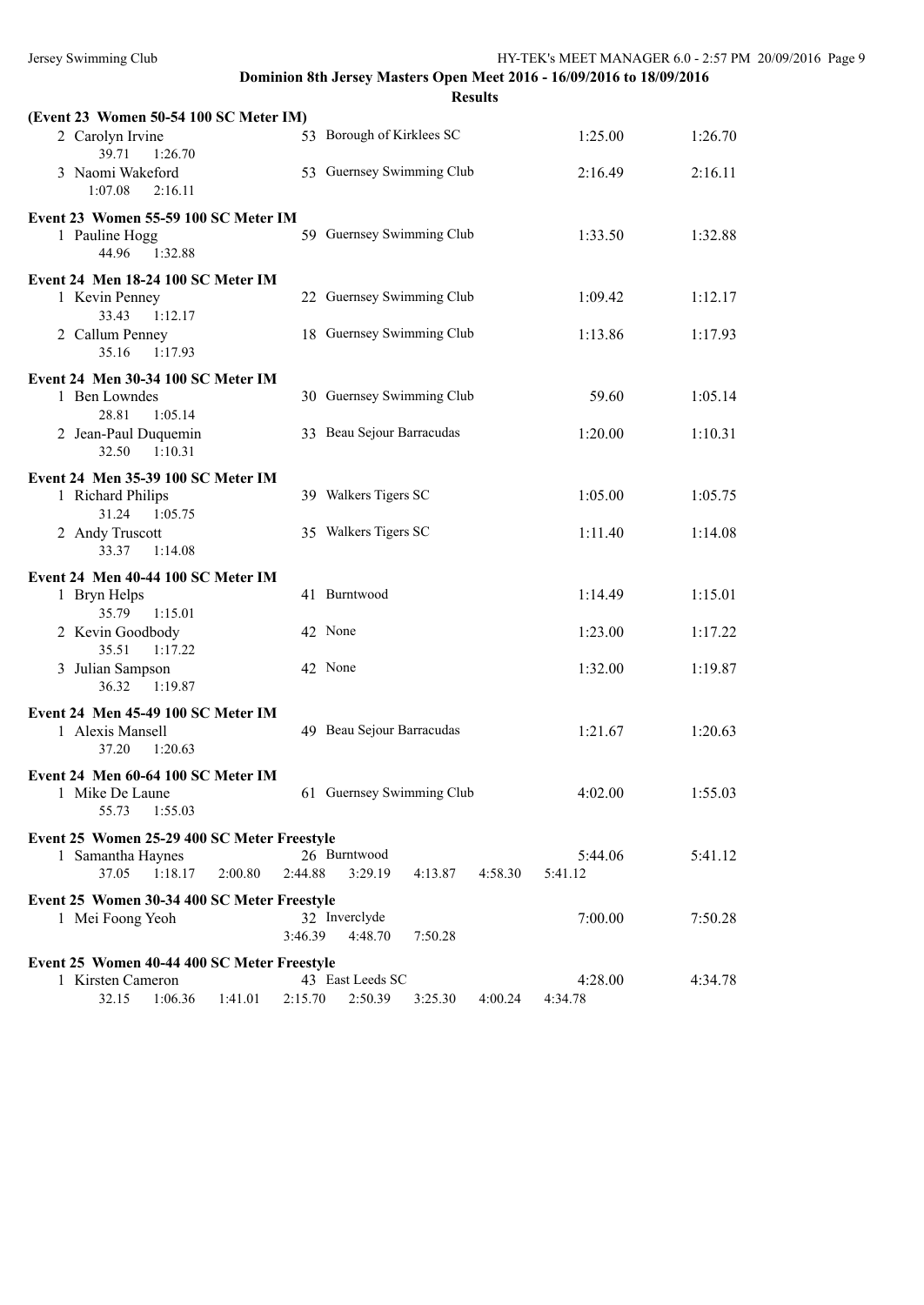**Dominion 8th Jersey Masters Open Meet 2016 - 16/09/2016 to 18/09/2016**

**Results**

**(Event 23 Women 50-54 100 SC Meter IM)**

| Place | Name | Age | Team | Seed Time | Finals Time |
|---|---|---|---|---|---|
| 2 | Carolyn Irvine | 53 | Borough of Kirklees SC | 1:25.00 | 1:26.70 |
| | 39.71 1:26.70 | | | | |
| 3 | Naomi Wakeford | 53 | Guernsey Swimming Club | 2:16.49 | 2:16.11 |
| | 1:07.08 2:16.11 | | | | |

**Event 23 Women 55-59 100 SC Meter IM**

| Place | Name | Age | Team | Seed Time | Finals Time |
|---|---|---|---|---|---|
| 1 | Pauline Hogg | 59 | Guernsey Swimming Club | 1:33.50 | 1:32.88 |
| | 44.96 1:32.88 | | | | |

**Event 24 Men 18-24 100 SC Meter IM**

| Place | Name | Age | Team | Seed Time | Finals Time |
|---|---|---|---|---|---|
| 1 | Kevin Penney | 22 | Guernsey Swimming Club | 1:09.42 | 1:12.17 |
| | 33.43 1:12.17 | | | | |
| 2 | Callum Penney | 18 | Guernsey Swimming Club | 1:13.86 | 1:17.93 |
| | 35.16 1:17.93 | | | | |

**Event 24 Men 30-34 100 SC Meter IM**

| Place | Name | Age | Team | Seed Time | Finals Time |
|---|---|---|---|---|---|
| 1 | Ben Lowndes | 30 | Guernsey Swimming Club | 59.60 | 1:05.14 |
| | 28.81 1:05.14 | | | | |
| 2 | Jean-Paul Duquemin | 33 | Beau Sejour Barracudas | 1:20.00 | 1:10.31 |
| | 32.50 1:10.31 | | | | |

**Event 24 Men 35-39 100 SC Meter IM**

| Place | Name | Age | Team | Seed Time | Finals Time |
|---|---|---|---|---|---|
| 1 | Richard Philips | 39 | Walkers Tigers SC | 1:05.00 | 1:05.75 |
| | 31.24 1:05.75 | | | | |
| 2 | Andy Truscott | 35 | Walkers Tigers SC | 1:11.40 | 1:14.08 |
| | 33.37 1:14.08 | | | | |

**Event 24 Men 40-44 100 SC Meter IM**

| Place | Name | Age | Team | Seed Time | Finals Time |
|---|---|---|---|---|---|
| 1 | Bryn Helps | 41 | Burntwood | 1:14.49 | 1:15.01 |
| | 35.79 1:15.01 | | | | |
| 2 | Kevin Goodbody | 42 | None | 1:23.00 | 1:17.22 |
| | 35.51 1:17.22 | | | | |
| 3 | Julian Sampson | 42 | None | 1:32.00 | 1:19.87 |
| | 36.32 1:19.87 | | | | |

**Event 24 Men 45-49 100 SC Meter IM**

| Place | Name | Age | Team | Seed Time | Finals Time |
|---|---|---|---|---|---|
| 1 | Alexis Mansell | 49 | Beau Sejour Barracudas | 1:21.67 | 1:20.63 |
| | 37.20 1:20.63 | | | | |

**Event 24 Men 60-64 100 SC Meter IM**

| Place | Name | Age | Team | Seed Time | Finals Time |
|---|---|---|---|---|---|
| 1 | Mike De Laune | 61 | Guernsey Swimming Club | 4:02.00 | 1:55.03 |
| | 55.73 1:55.03 | | | | |

**Event 25 Women 25-29 400 SC Meter Freestyle**

| Place | Name | Age | Team | Seed Time | Finals Time |
|---|---|---|---|---|---|
| 1 | Samantha Haynes | 26 | Burntwood | 5:44.06 | 5:41.12 |
| | 37.05 1:18.17 2:00.80 2:44.88 3:29.19 4:13.87 4:58.30 5:41.12 | | | | |

**Event 25 Women 30-34 400 SC Meter Freestyle**

| Place | Name | Age | Team | Seed Time | Finals Time |
|---|---|---|---|---|---|
| 1 | Mei Foong Yeoh | 32 | Inverclyde | 7:00.00 | 7:50.28 |
| | 3:46.39 4:48.70 7:50.28 | | | | |

**Event 25 Women 40-44 400 SC Meter Freestyle**

| Place | Name | Age | Team | Seed Time | Finals Time |
|---|---|---|---|---|---|
| 1 | Kirsten Cameron | 43 | East Leeds SC | 4:28.00 | 4:34.78 |
| | 32.15 1:06.36 1:41.01 2:15.70 2:50.39 3:25.30 4:00.24 4:34.78 | | | | |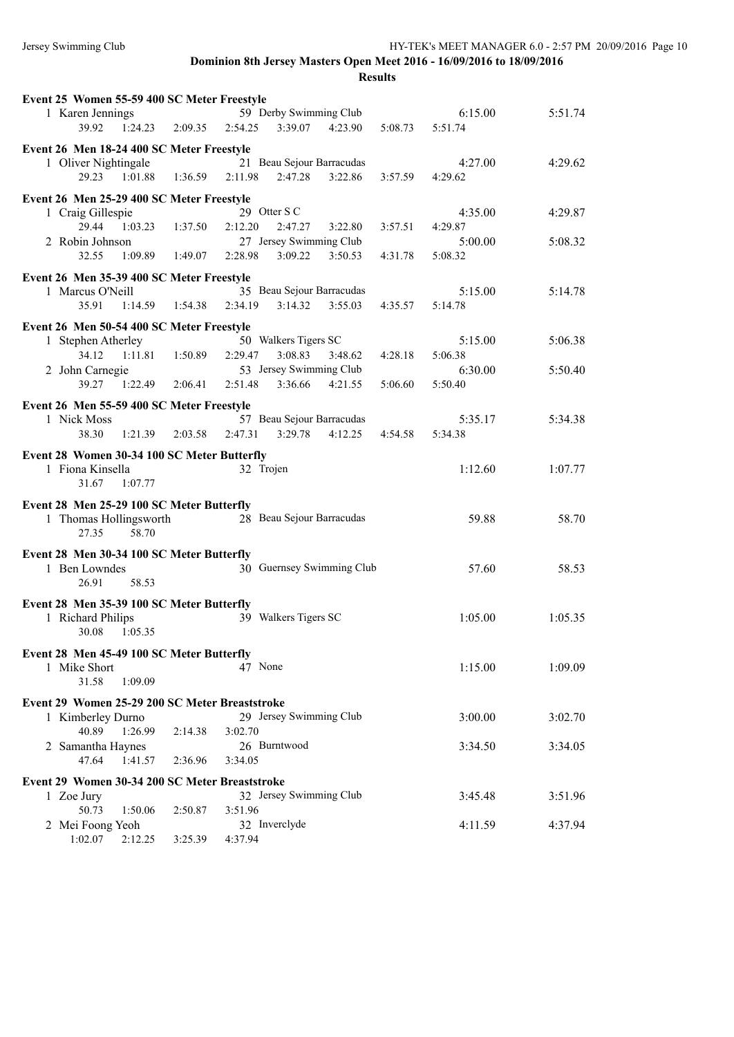## Dominion 8th Jersey Masters Open Meet 2016 - 16/09/2016 to 18/09/2016

### Results

**Event 25 Women 55-59 400 SC Meter Freestyle**

1 Karen Jennings 59 Derby Swimming Club 6:15.00 5:51.74
39.92 1:24.23 2:09.35 2:54.25 3:39.07 4:23.90 5:08.73 5:51.74

**Event 26 Men 18-24 400 SC Meter Freestyle**

1 Oliver Nightingale 21 Beau Sejour Barracudas 4:27.00 4:29.62
29.23 1:01.88 1:36.59 2:11.98 2:47.28 3:22.86 3:57.59 4:29.62

**Event 26 Men 25-29 400 SC Meter Freestyle**

1 Craig Gillespie 29 Otter S C 4:35.00 4:29.87
29.44 1:03.23 1:37.50 2:12.20 2:47.27 3:22.80 3:57.51 4:29.87

2 Robin Johnson 27 Jersey Swimming Club 5:00.00 5:08.32
32.55 1:09.89 1:49.07 2:28.98 3:09.22 3:50.53 4:31.78 5:08.32

**Event 26 Men 35-39 400 SC Meter Freestyle**

1 Marcus O'Neill 35 Beau Sejour Barracudas 5:15.00 5:14.78
35.91 1:14.59 1:54.38 2:34.19 3:14.32 3:55.03 4:35.57 5:14.78

**Event 26 Men 50-54 400 SC Meter Freestyle**

1 Stephen Atherley 50 Walkers Tigers SC 5:15.00 5:06.38
34.12 1:11.81 1:50.89 2:29.47 3:08.83 3:48.62 4:28.18 5:06.38

2 John Carnegie 53 Jersey Swimming Club 6:30.00 5:50.40
39.27 1:22.49 2:06.41 2:51.48 3:36.66 4:21.55 5:06.60 5:50.40

**Event 26 Men 55-59 400 SC Meter Freestyle**

1 Nick Moss 57 Beau Sejour Barracudas 5:35.17 5:34.38
38.30 1:21.39 2:03.58 2:47.31 3:29.78 4:12.25 4:54.58 5:34.38

**Event 28 Women 30-34 100 SC Meter Butterfly**

1 Fiona Kinsella 32 Trojen 1:12.60 1:07.77
31.67 1:07.77

**Event 28 Men 25-29 100 SC Meter Butterfly**

1 Thomas Hollingsworth 28 Beau Sejour Barracudas 59.88 58.70
27.35 58.70

**Event 28 Men 30-34 100 SC Meter Butterfly**

1 Ben Lowndes 30 Guernsey Swimming Club 57.60 58.53
26.91 58.53

**Event 28 Men 35-39 100 SC Meter Butterfly**

1 Richard Philips 39 Walkers Tigers SC 1:05.00 1:05.35
30.08 1:05.35

**Event 28 Men 45-49 100 SC Meter Butterfly**

1 Mike Short 47 None 1:15.00 1:09.09
31.58 1:09.09

**Event 29 Women 25-29 200 SC Meter Breaststroke**

1 Kimberley Durno 29 Jersey Swimming Club 3:00.00 3:02.70
40.89 1:26.99 2:14.38 3:02.70

2 Samantha Haynes 26 Burntwood 3:34.50 3:34.05
47.64 1:41.57 2:36.96 3:34.05

**Event 29 Women 30-34 200 SC Meter Breaststroke**

1 Zoe Jury 32 Jersey Swimming Club 3:45.48 3:51.96
50.73 1:50.06 2:50.87 3:51.96

2 Mei Foong Yeoh 32 Inverclyde 4:11.59 4:37.94
1:02.07 2:12.25 3:25.39 4:37.94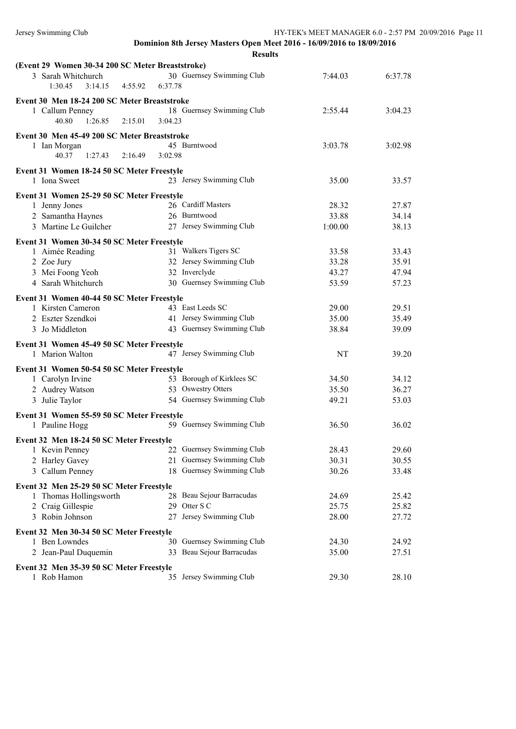## Dominion 8th Jersey Masters Open Meet 2016 - 16/09/2016 to 18/09/2016

### Results

**(Event 29 Women 30-34 200 SC Meter Breaststroke)**

| Place | Name | Age | Team | Seed Time | Finals Time |
|---|---|---|---|---|---|
| 3 | Sarah Whitchurch | 30 | Guernsey Swimming Club | 7:44.03 | 6:37.78 |

1:30.45  3:14.15  4:55.92  6:37.78

**Event 30 Men 18-24 200 SC Meter Breaststroke**

| Place | Name | Age | Team | Seed Time | Finals Time |
|---|---|---|---|---|---|
| 1 | Callum Penney | 18 | Guernsey Swimming Club | 2:55.44 | 3:04.23 |

40.80  1:26.85  2:15.01  3:04.23

**Event 30 Men 45-49 200 SC Meter Breaststroke**

| Place | Name | Age | Team | Seed Time | Finals Time |
|---|---|---|---|---|---|
| 1 | Ian Morgan | 45 | Burntwood | 3:03.78 | 3:02.98 |

40.37  1:27.43  2:16.49  3:02.98

**Event 31 Women 18-24 50 SC Meter Freestyle**

| Place | Name | Age | Team | Seed Time | Finals Time |
|---|---|---|---|---|---|
| 1 | Iona Sweet | 23 | Jersey Swimming Club | 35.00 | 33.57 |

**Event 31 Women 25-29 50 SC Meter Freestyle**

| Place | Name | Age | Team | Seed Time | Finals Time |
|---|---|---|---|---|---|
| 1 | Jenny Jones | 26 | Cardiff Masters | 28.32 | 27.87 |
| 2 | Samantha Haynes | 26 | Burntwood | 33.88 | 34.14 |
| 3 | Martine Le Guilcher | 27 | Jersey Swimming Club | 1:00.00 | 38.13 |

**Event 31 Women 30-34 50 SC Meter Freestyle**

| Place | Name | Age | Team | Seed Time | Finals Time |
|---|---|---|---|---|---|
| 1 | Aimée Reading | 31 | Walkers Tigers SC | 33.58 | 33.43 |
| 2 | Zoe Jury | 32 | Jersey Swimming Club | 33.28 | 35.91 |
| 3 | Mei Foong Yeoh | 32 | Inverclyde | 43.27 | 47.94 |
| 4 | Sarah Whitchurch | 30 | Guernsey Swimming Club | 53.59 | 57.23 |

**Event 31 Women 40-44 50 SC Meter Freestyle**

| Place | Name | Age | Team | Seed Time | Finals Time |
|---|---|---|---|---|---|
| 1 | Kirsten Cameron | 43 | East Leeds SC | 29.00 | 29.51 |
| 2 | Eszter Szendkoi | 41 | Jersey Swimming Club | 35.00 | 35.49 |
| 3 | Jo Middleton | 43 | Guernsey Swimming Club | 38.84 | 39.09 |

**Event 31 Women 45-49 50 SC Meter Freestyle**

| Place | Name | Age | Team | Seed Time | Finals Time |
|---|---|---|---|---|---|
| 1 | Marion Walton | 47 | Jersey Swimming Club | NT | 39.20 |

**Event 31 Women 50-54 50 SC Meter Freestyle**

| Place | Name | Age | Team | Seed Time | Finals Time |
|---|---|---|---|---|---|
| 1 | Carolyn Irvine | 53 | Borough of Kirklees SC | 34.50 | 34.12 |
| 2 | Audrey Watson | 53 | Oswestry Otters | 35.50 | 36.27 |
| 3 | Julie Taylor | 54 | Guernsey Swimming Club | 49.21 | 53.03 |

**Event 31 Women 55-59 50 SC Meter Freestyle**

| Place | Name | Age | Team | Seed Time | Finals Time |
|---|---|---|---|---|---|
| 1 | Pauline Hogg | 59 | Guernsey Swimming Club | 36.50 | 36.02 |

**Event 32 Men 18-24 50 SC Meter Freestyle**

| Place | Name | Age | Team | Seed Time | Finals Time |
|---|---|---|---|---|---|
| 1 | Kevin Penney | 22 | Guernsey Swimming Club | 28.43 | 29.60 |
| 2 | Harley Gavey | 21 | Guernsey Swimming Club | 30.31 | 30.55 |
| 3 | Callum Penney | 18 | Guernsey Swimming Club | 30.26 | 33.48 |

**Event 32 Men 25-29 50 SC Meter Freestyle**

| Place | Name | Age | Team | Seed Time | Finals Time |
|---|---|---|---|---|---|
| 1 | Thomas Hollingsworth | 28 | Beau Sejour Barracudas | 24.69 | 25.42 |
| 2 | Craig Gillespie | 29 | Otter S C | 25.75 | 25.82 |
| 3 | Robin Johnson | 27 | Jersey Swimming Club | 28.00 | 27.72 |

**Event 32 Men 30-34 50 SC Meter Freestyle**

| Place | Name | Age | Team | Seed Time | Finals Time |
|---|---|---|---|---|---|
| 1 | Ben Lowndes | 30 | Guernsey Swimming Club | 24.30 | 24.92 |
| 2 | Jean-Paul Duquemin | 33 | Beau Sejour Barracudas | 35.00 | 27.51 |

**Event 32 Men 35-39 50 SC Meter Freestyle**

| Place | Name | Age | Team | Seed Time | Finals Time |
|---|---|---|---|---|---|
| 1 | Rob Hamon | 35 | Jersey Swimming Club | 29.30 | 28.10 |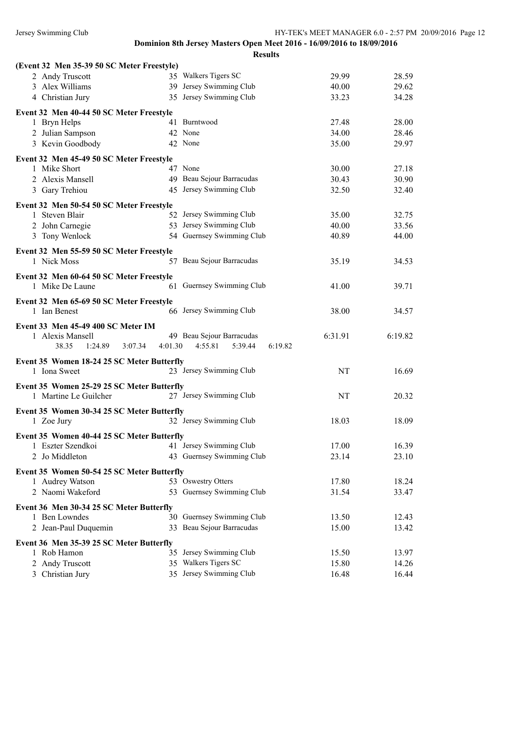## Dominion 8th Jersey Masters Open Meet 2016 - 16/09/2016 to 18/09/2016

### Results

**(Event 32 Men 35-39 50 SC Meter Freestyle)**

| | Name | Age | Team | Seed Time | Finals Time |
|---|---|---|---|---|---|
| 2 | Andy Truscott | 35 | Walkers Tigers SC | 29.99 | 28.59 |
| 3 | Alex Williams | 39 | Jersey Swimming Club | 40.00 | 29.62 |
| 4 | Christian Jury | 35 | Jersey Swimming Club | 33.23 | 34.28 |

**Event 32 Men 40-44 50 SC Meter Freestyle**

| | Name | Age | Team | Seed Time | Finals Time |
|---|---|---|---|---|---|
| 1 | Bryn Helps | 41 | Burntwood | 27.48 | 28.00 |
| 2 | Julian Sampson | 42 | None | 34.00 | 28.46 |
| 3 | Kevin Goodbody | 42 | None | 35.00 | 29.97 |

**Event 32 Men 45-49 50 SC Meter Freestyle**

| | Name | Age | Team | Seed Time | Finals Time |
|---|---|---|---|---|---|
| 1 | Mike Short | 47 | None | 30.00 | 27.18 |
| 2 | Alexis Mansell | 49 | Beau Sejour Barracudas | 30.43 | 30.90 |
| 3 | Gary Trehiou | 45 | Jersey Swimming Club | 32.50 | 32.40 |

**Event 32 Men 50-54 50 SC Meter Freestyle**

| | Name | Age | Team | Seed Time | Finals Time |
|---|---|---|---|---|---|
| 1 | Steven Blair | 52 | Jersey Swimming Club | 35.00 | 32.75 |
| 2 | John Carnegie | 53 | Jersey Swimming Club | 40.00 | 33.56 |
| 3 | Tony Wenlock | 54 | Guernsey Swimming Club | 40.89 | 44.00 |

**Event 32 Men 55-59 50 SC Meter Freestyle**

| | Name | Age | Team | Seed Time | Finals Time |
|---|---|---|---|---|---|
| 1 | Nick Moss | 57 | Beau Sejour Barracudas | 35.19 | 34.53 |

**Event 32 Men 60-64 50 SC Meter Freestyle**

| | Name | Age | Team | Seed Time | Finals Time |
|---|---|---|---|---|---|
| 1 | Mike De Laune | 61 | Guernsey Swimming Club | 41.00 | 39.71 |

**Event 32 Men 65-69 50 SC Meter Freestyle**

| | Name | Age | Team | Seed Time | Finals Time |
|---|---|---|---|---|---|
| 1 | Ian Benest | 66 | Jersey Swimming Club | 38.00 | 34.57 |

**Event 33 Men 45-49 400 SC Meter IM**

| | Name | Age | Team | Seed Time | Finals Time |
|---|---|---|---|---|---|
| 1 | Alexis Mansell | 49 | Beau Sejour Barracudas | 6:31.91 | 6:19.82 |

38.35 1:24.89 3:07.34 4:01.30 4:55.81 5:39.44 6:19.82

**Event 35 Women 18-24 25 SC Meter Butterfly**

| | Name | Age | Team | Seed Time | Finals Time |
|---|---|---|---|---|---|
| 1 | Iona Sweet | 23 | Jersey Swimming Club | NT | 16.69 |

**Event 35 Women 25-29 25 SC Meter Butterfly**

| | Name | Age | Team | Seed Time | Finals Time |
|---|---|---|---|---|---|
| 1 | Martine Le Guilcher | 27 | Jersey Swimming Club | NT | 20.32 |

**Event 35 Women 30-34 25 SC Meter Butterfly**

| | Name | Age | Team | Seed Time | Finals Time |
|---|---|---|---|---|---|
| 1 | Zoe Jury | 32 | Jersey Swimming Club | 18.03 | 18.09 |

**Event 35 Women 40-44 25 SC Meter Butterfly**

| | Name | Age | Team | Seed Time | Finals Time |
|---|---|---|---|---|---|
| 1 | Eszter Szendkoi | 41 | Jersey Swimming Club | 17.00 | 16.39 |
| 2 | Jo Middleton | 43 | Guernsey Swimming Club | 23.14 | 23.10 |

**Event 35 Women 50-54 25 SC Meter Butterfly**

| | Name | Age | Team | Seed Time | Finals Time |
|---|---|---|---|---|---|
| 1 | Audrey Watson | 53 | Oswestry Otters | 17.80 | 18.24 |
| 2 | Naomi Wakeford | 53 | Guernsey Swimming Club | 31.54 | 33.47 |

**Event 36 Men 30-34 25 SC Meter Butterfly**

| | Name | Age | Team | Seed Time | Finals Time |
|---|---|---|---|---|---|
| 1 | Ben Lowndes | 30 | Guernsey Swimming Club | 13.50 | 12.43 |
| 2 | Jean-Paul Duquemin | 33 | Beau Sejour Barracudas | 15.00 | 13.42 |

**Event 36 Men 35-39 25 SC Meter Butterfly**

| | Name | Age | Team | Seed Time | Finals Time |
|---|---|---|---|---|---|
| 1 | Rob Hamon | 35 | Jersey Swimming Club | 15.50 | 13.97 |
| 2 | Andy Truscott | 35 | Walkers Tigers SC | 15.80 | 14.26 |
| 3 | Christian Jury | 35 | Jersey Swimming Club | 16.48 | 16.44 |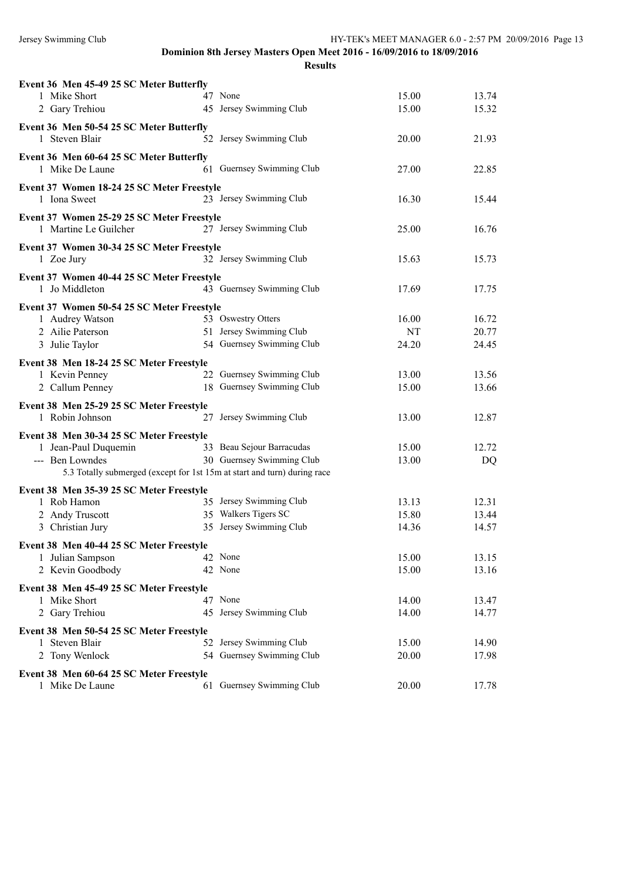**Dominion 8th Jersey Masters Open Meet 2016 - 16/09/2016 to 18/09/2016**

**Results**

**Event 36 Men 45-49 25 SC Meter Butterfly**

| | Name | Age | Team | Seed Time | Finals Time |
|---|---|---|---|---|---|
| 1 | Mike Short | 47 | None | 15.00 | 13.74 |
| 2 | Gary Trehiou | 45 | Jersey Swimming Club | 15.00 | 15.32 |

**Event 36 Men 50-54 25 SC Meter Butterfly**

| | Name | Age | Team | Seed Time | Finals Time |
|---|---|---|---|---|---|
| 1 | Steven Blair | 52 | Jersey Swimming Club | 20.00 | 21.93 |

**Event 36 Men 60-64 25 SC Meter Butterfly**

| | Name | Age | Team | Seed Time | Finals Time |
|---|---|---|---|---|---|
| 1 | Mike De Laune | 61 | Guernsey Swimming Club | 27.00 | 22.85 |

**Event 37 Women 18-24 25 SC Meter Freestyle**

| | Name | Age | Team | Seed Time | Finals Time |
|---|---|---|---|---|---|
| 1 | Iona Sweet | 23 | Jersey Swimming Club | 16.30 | 15.44 |

**Event 37 Women 25-29 25 SC Meter Freestyle**

| | Name | Age | Team | Seed Time | Finals Time |
|---|---|---|---|---|---|
| 1 | Martine Le Guilcher | 27 | Jersey Swimming Club | 25.00 | 16.76 |

**Event 37 Women 30-34 25 SC Meter Freestyle**

| | Name | Age | Team | Seed Time | Finals Time |
|---|---|---|---|---|---|
| 1 | Zoe Jury | 32 | Jersey Swimming Club | 15.63 | 15.73 |

**Event 37 Women 40-44 25 SC Meter Freestyle**

| | Name | Age | Team | Seed Time | Finals Time |
|---|---|---|---|---|---|
| 1 | Jo Middleton | 43 | Guernsey Swimming Club | 17.69 | 17.75 |

**Event 37 Women 50-54 25 SC Meter Freestyle**

| | Name | Age | Team | Seed Time | Finals Time |
|---|---|---|---|---|---|
| 1 | Audrey Watson | 53 | Oswestry Otters | 16.00 | 16.72 |
| 2 | Ailie Paterson | 51 | Jersey Swimming Club | NT | 20.77 |
| 3 | Julie Taylor | 54 | Guernsey Swimming Club | 24.20 | 24.45 |

**Event 38 Men 18-24 25 SC Meter Freestyle**

| | Name | Age | Team | Seed Time | Finals Time |
|---|---|---|---|---|---|
| 1 | Kevin Penney | 22 | Guernsey Swimming Club | 13.00 | 13.56 |
| 2 | Callum Penney | 18 | Guernsey Swimming Club | 15.00 | 13.66 |

**Event 38 Men 25-29 25 SC Meter Freestyle**

| | Name | Age | Team | Seed Time | Finals Time |
|---|---|---|---|---|---|
| 1 | Robin Johnson | 27 | Jersey Swimming Club | 13.00 | 12.87 |

**Event 38 Men 30-34 25 SC Meter Freestyle**

| | Name | Age | Team | Seed Time | Finals Time |
|---|---|---|---|---|---|
| 1 | Jean-Paul Duquemin | 33 | Beau Sejour Barracudas | 15.00 | 12.72 |
| --- | Ben Lowndes | 30 | Guernsey Swimming Club | 13.00 | DQ |

5.3 Totally submerged (except for 1st 15m at start and turn) during race

**Event 38 Men 35-39 25 SC Meter Freestyle**

| | Name | Age | Team | Seed Time | Finals Time |
|---|---|---|---|---|---|
| 1 | Rob Hamon | 35 | Jersey Swimming Club | 13.13 | 12.31 |
| 2 | Andy Truscott | 35 | Walkers Tigers SC | 15.80 | 13.44 |
| 3 | Christian Jury | 35 | Jersey Swimming Club | 14.36 | 14.57 |

**Event 38 Men 40-44 25 SC Meter Freestyle**

| | Name | Age | Team | Seed Time | Finals Time |
|---|---|---|---|---|---|
| 1 | Julian Sampson | 42 | None | 15.00 | 13.15 |
| 2 | Kevin Goodbody | 42 | None | 15.00 | 13.16 |

**Event 38 Men 45-49 25 SC Meter Freestyle**

| | Name | Age | Team | Seed Time | Finals Time |
|---|---|---|---|---|---|
| 1 | Mike Short | 47 | None | 14.00 | 13.47 |
| 2 | Gary Trehiou | 45 | Jersey Swimming Club | 14.00 | 14.77 |

**Event 38 Men 50-54 25 SC Meter Freestyle**

| | Name | Age | Team | Seed Time | Finals Time |
|---|---|---|---|---|---|
| 1 | Steven Blair | 52 | Jersey Swimming Club | 15.00 | 14.90 |
| 2 | Tony Wenlock | 54 | Guernsey Swimming Club | 20.00 | 17.98 |

**Event 38 Men 60-64 25 SC Meter Freestyle**

| | Name | Age | Team | Seed Time | Finals Time |
|---|---|---|---|---|---|
| 1 | Mike De Laune | 61 | Guernsey Swimming Club | 20.00 | 17.78 |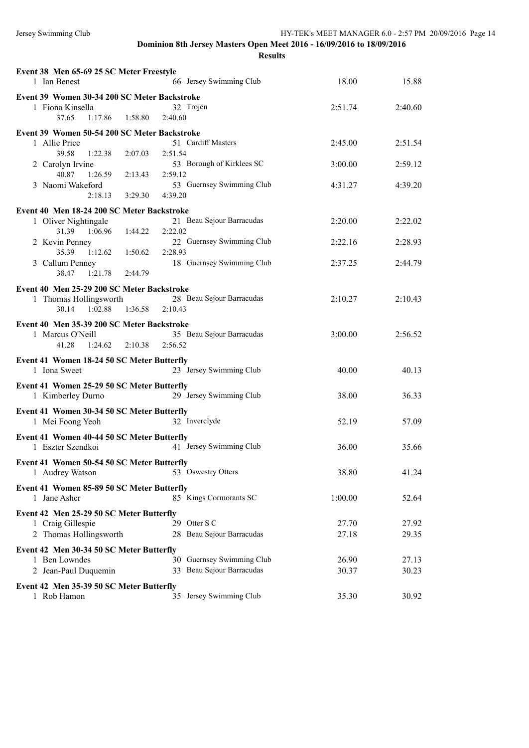**Dominion 8th Jersey Masters Open Meet 2016 - 16/09/2016 to 18/09/2016**

**Results**

**Event 38 Men 65-69 25 SC Meter Freestyle**

| | Name | Age | Team | Seed Time | Finals Time |
|---|---|---|---|---|---|
| 1 | Ian Benest | 66 | Jersey Swimming Club | 18.00 | 15.88 |

**Event 39 Women 30-34 200 SC Meter Backstroke**

| | Name | Age | Team | Seed Time | Finals Time |
|---|---|---|---|---|---|
| 1 | Fiona Kinsella | 32 | Trojen | 2:51.74 | 2:40.60 |
| | 37.65 1:17.86 1:58.80 2:40.60 | | | | |

**Event 39 Women 50-54 200 SC Meter Backstroke**

| | Name | Age | Team | Seed Time | Finals Time |
|---|---|---|---|---|---|
| 1 | Allie Price | 51 | Cardiff Masters | 2:45.00 | 2:51.54 |
| | 39.58 1:22.38 2:07.03 2:51.54 | | | | |
| 2 | Carolyn Irvine | 53 | Borough of Kirklees SC | 3:00.00 | 2:59.12 |
| | 40.87 1:26.59 2:13.43 2:59.12 | | | | |
| 3 | Naomi Wakeford | 53 | Guernsey Swimming Club | 4:31.27 | 4:39.20 |
| | 2:18.13 3:29.30 4:39.20 | | | | |

**Event 40 Men 18-24 200 SC Meter Backstroke**

| | Name | Age | Team | Seed Time | Finals Time |
|---|---|---|---|---|---|
| 1 | Oliver Nightingale | 21 | Beau Sejour Barracudas | 2:20.00 | 2:22.02 |
| | 31.39 1:06.96 1:44.22 2:22.02 | | | | |
| 2 | Kevin Penney | 22 | Guernsey Swimming Club | 2:22.16 | 2:28.93 |
| | 35.39 1:12.62 1:50.62 2:28.93 | | | | |
| 3 | Callum Penney | 18 | Guernsey Swimming Club | 2:37.25 | 2:44.79 |
| | 38.47 1:21.78 2:44.79 | | | | |

**Event 40 Men 25-29 200 SC Meter Backstroke**

| | Name | Age | Team | Seed Time | Finals Time |
|---|---|---|---|---|---|
| 1 | Thomas Hollingsworth | 28 | Beau Sejour Barracudas | 2:10.27 | 2:10.43 |
| | 30.14 1:02.88 1:36.58 2:10.43 | | | | |

**Event 40 Men 35-39 200 SC Meter Backstroke**

| | Name | Age | Team | Seed Time | Finals Time |
|---|---|---|---|---|---|
| 1 | Marcus O'Neill | 35 | Beau Sejour Barracudas | 3:00.00 | 2:56.52 |
| | 41.28 1:24.62 2:10.38 2:56.52 | | | | |

**Event 41 Women 18-24 50 SC Meter Butterfly**

| | Name | Age | Team | Seed Time | Finals Time |
|---|---|---|---|---|---|
| 1 | Iona Sweet | 23 | Jersey Swimming Club | 40.00 | 40.13 |

**Event 41 Women 25-29 50 SC Meter Butterfly**

| | Name | Age | Team | Seed Time | Finals Time |
|---|---|---|---|---|---|
| 1 | Kimberley Durno | 29 | Jersey Swimming Club | 38.00 | 36.33 |

**Event 41 Women 30-34 50 SC Meter Butterfly**

| | Name | Age | Team | Seed Time | Finals Time |
|---|---|---|---|---|---|
| 1 | Mei Foong Yeoh | 32 | Inverclyde | 52.19 | 57.09 |

**Event 41 Women 40-44 50 SC Meter Butterfly**

| | Name | Age | Team | Seed Time | Finals Time |
|---|---|---|---|---|---|
| 1 | Eszter Szendkoi | 41 | Jersey Swimming Club | 36.00 | 35.66 |

**Event 41 Women 50-54 50 SC Meter Butterfly**

| | Name | Age | Team | Seed Time | Finals Time |
|---|---|---|---|---|---|
| 1 | Audrey Watson | 53 | Oswestry Otters | 38.80 | 41.24 |

**Event 41 Women 85-89 50 SC Meter Butterfly**

| | Name | Age | Team | Seed Time | Finals Time |
|---|---|---|---|---|---|
| 1 | Jane Asher | 85 | Kings Cormorants SC | 1:00.00 | 52.64 |

**Event 42 Men 25-29 50 SC Meter Butterfly**

| | Name | Age | Team | Seed Time | Finals Time |
|---|---|---|---|---|---|
| 1 | Craig Gillespie | 29 | Otter S C | 27.70 | 27.92 |
| 2 | Thomas Hollingsworth | 28 | Beau Sejour Barracudas | 27.18 | 29.35 |

**Event 42 Men 30-34 50 SC Meter Butterfly**

| | Name | Age | Team | Seed Time | Finals Time |
|---|---|---|---|---|---|
| 1 | Ben Lowndes | 30 | Guernsey Swimming Club | 26.90 | 27.13 |
| 2 | Jean-Paul Duquemin | 33 | Beau Sejour Barracudas | 30.37 | 30.23 |

**Event 42 Men 35-39 50 SC Meter Butterfly**

| | Name | Age | Team | Seed Time | Finals Time |
|---|---|---|---|---|---|
| 1 | Rob Hamon | 35 | Jersey Swimming Club | 35.30 | 30.92 |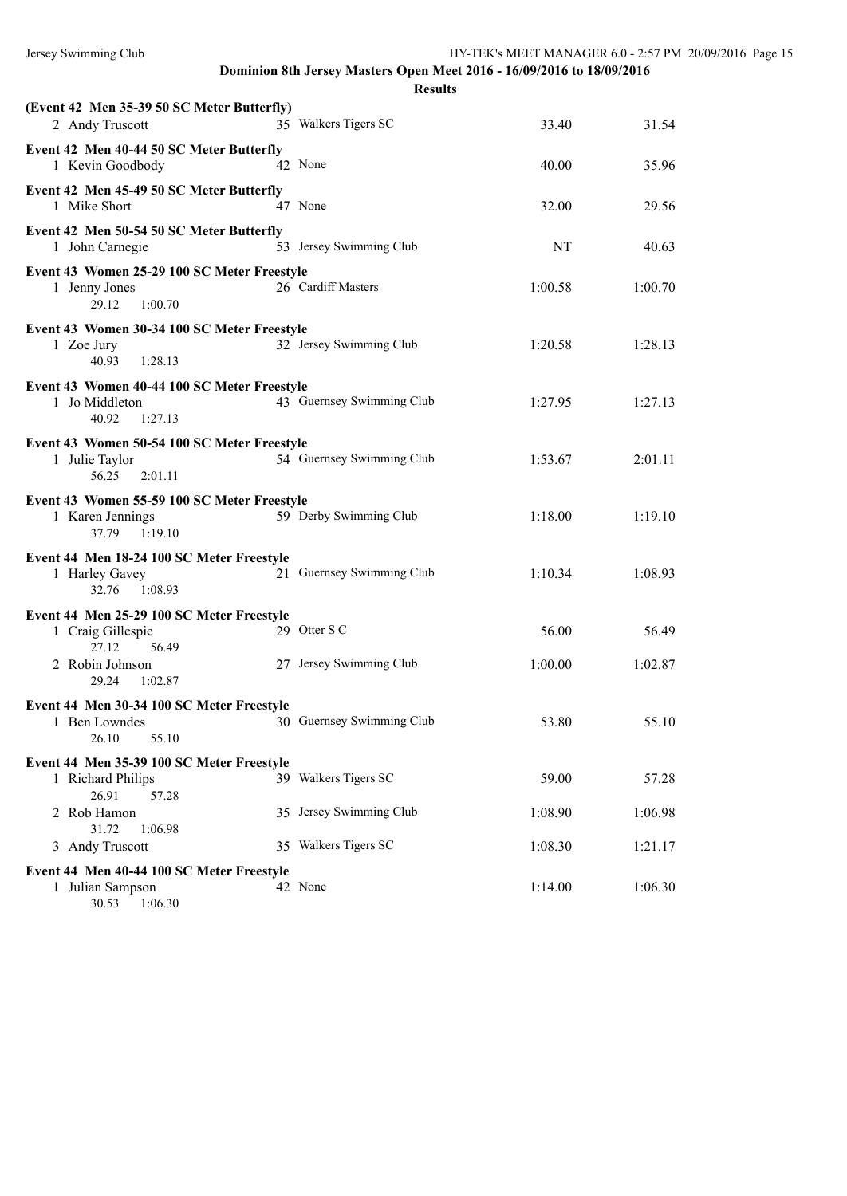**Dominion 8th Jersey Masters Open Meet 2016 - 16/09/2016 to 18/09/2016**

**Results**

**(Event 42 Men 35-39 50 SC Meter Butterfly)**

| | Name | Age | Team | Seed Time | Finals Time |
|---|---|---|---|---|---|
| 2 | Andy Truscott | 35 | Walkers Tigers SC | 33.40 | 31.54 |

**Event 42 Men 40-44 50 SC Meter Butterfly**

| | Name | Age | Team | Seed Time | Finals Time |
|---|---|---|---|---|---|
| 1 | Kevin Goodbody | 42 | None | 40.00 | 35.96 |

**Event 42 Men 45-49 50 SC Meter Butterfly**

| | Name | Age | Team | Seed Time | Finals Time |
|---|---|---|---|---|---|
| 1 | Mike Short | 47 | None | 32.00 | 29.56 |

**Event 42 Men 50-54 50 SC Meter Butterfly**

| | Name | Age | Team | Seed Time | Finals Time |
|---|---|---|---|---|---|
| 1 | John Carnegie | 53 | Jersey Swimming Club | NT | 40.63 |

**Event 43 Women 25-29 100 SC Meter Freestyle**

| | Name | Age | Team | Seed Time | Finals Time |
|---|---|---|---|---|---|
| 1 | Jenny Jones | 26 | Cardiff Masters | 1:00.58 | 1:00.70 |
| | 29.12 1:00.70 | | | | |

**Event 43 Women 30-34 100 SC Meter Freestyle**

| | Name | Age | Team | Seed Time | Finals Time |
|---|---|---|---|---|---|
| 1 | Zoe Jury | 32 | Jersey Swimming Club | 1:20.58 | 1:28.13 |
| | 40.93 1:28.13 | | | | |

**Event 43 Women 40-44 100 SC Meter Freestyle**

| | Name | Age | Team | Seed Time | Finals Time |
|---|---|---|---|---|---|
| 1 | Jo Middleton | 43 | Guernsey Swimming Club | 1:27.95 | 1:27.13 |
| | 40.92 1:27.13 | | | | |

**Event 43 Women 50-54 100 SC Meter Freestyle**

| | Name | Age | Team | Seed Time | Finals Time |
|---|---|---|---|---|---|
| 1 | Julie Taylor | 54 | Guernsey Swimming Club | 1:53.67 | 2:01.11 |
| | 56.25 2:01.11 | | | | |

**Event 43 Women 55-59 100 SC Meter Freestyle**

| | Name | Age | Team | Seed Time | Finals Time |
|---|---|---|---|---|---|
| 1 | Karen Jennings | 59 | Derby Swimming Club | 1:18.00 | 1:19.10 |
| | 37.79 1:19.10 | | | | |

**Event 44 Men 18-24 100 SC Meter Freestyle**

| | Name | Age | Team | Seed Time | Finals Time |
|---|---|---|---|---|---|
| 1 | Harley Gavey | 21 | Guernsey Swimming Club | 1:10.34 | 1:08.93 |
| | 32.76 1:08.93 | | | | |

**Event 44 Men 25-29 100 SC Meter Freestyle**

| | Name | Age | Team | Seed Time | Finals Time |
|---|---|---|---|---|---|
| 1 | Craig Gillespie | 29 | Otter S C | 56.00 | 56.49 |
| | 27.12 56.49 | | | | |
| 2 | Robin Johnson | 27 | Jersey Swimming Club | 1:00.00 | 1:02.87 |
| | 29.24 1:02.87 | | | | |

**Event 44 Men 30-34 100 SC Meter Freestyle**

| | Name | Age | Team | Seed Time | Finals Time |
|---|---|---|---|---|---|
| 1 | Ben Lowndes | 30 | Guernsey Swimming Club | 53.80 | 55.10 |
| | 26.10 55.10 | | | | |

**Event 44 Men 35-39 100 SC Meter Freestyle**

| | Name | Age | Team | Seed Time | Finals Time |
|---|---|---|---|---|---|
| 1 | Richard Philips | 39 | Walkers Tigers SC | 59.00 | 57.28 |
| | 26.91 57.28 | | | | |
| 2 | Rob Hamon | 35 | Jersey Swimming Club | 1:08.90 | 1:06.98 |
| | 31.72 1:06.98 | | | | |
| 3 | Andy Truscott | 35 | Walkers Tigers SC | 1:08.30 | 1:21.17 |

**Event 44 Men 40-44 100 SC Meter Freestyle**

| | Name | Age | Team | Seed Time | Finals Time |
|---|---|---|---|---|---|
| 1 | Julian Sampson | 42 | None | 1:14.00 | 1:06.30 |
| | 30.53 1:06.30 | | | | |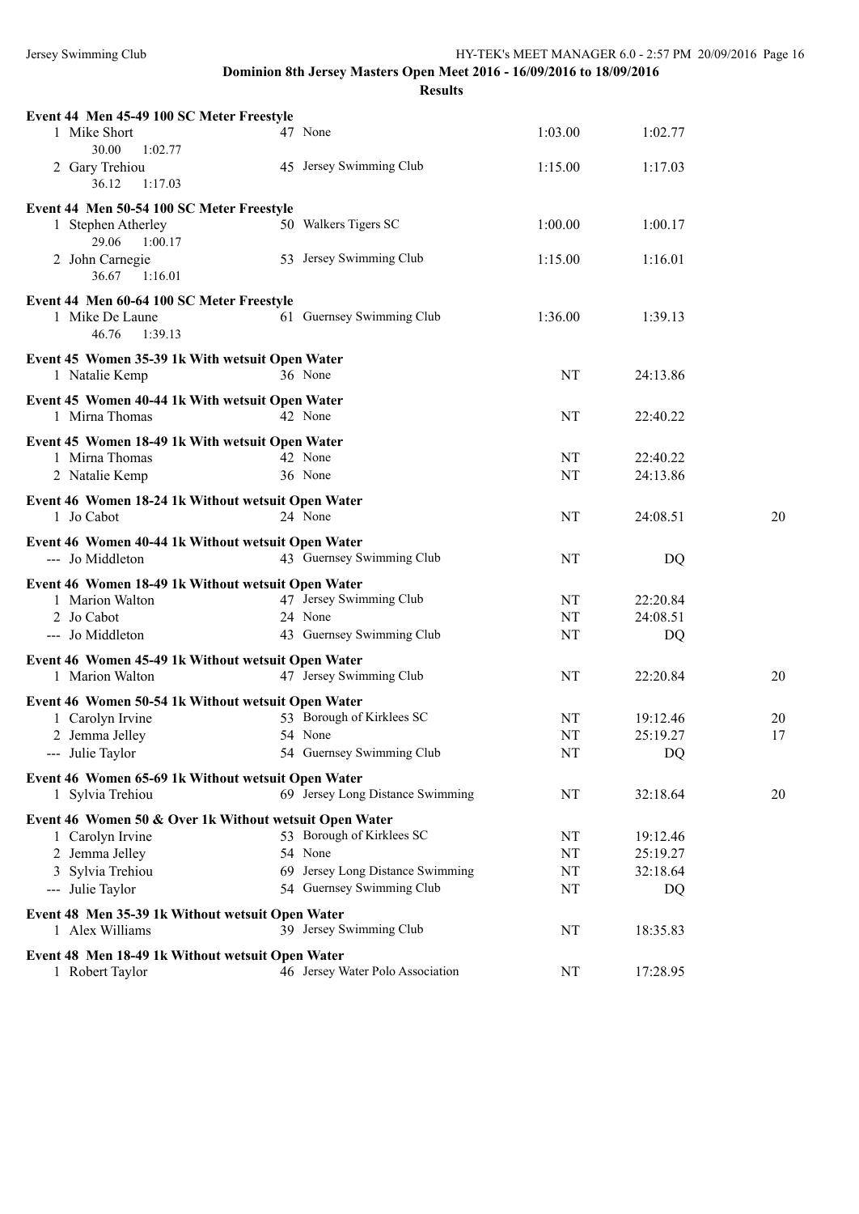**Dominion 8th Jersey Masters Open Meet 2016 - 16/09/2016 to 18/09/2016**

**Results**

**Event 44 Men 45-49 100 SC Meter Freestyle**

| Place | Name | Age | Team | Seed Time | Finals Time | Points |
|---|---|---|---|---|---|---|
| 1 | Mike Short | 47 | None | 1:03.00 | 1:02.77 | |
| | 30.00 1:02.77 | | | | | |
| 2 | Gary Trehiou | 45 | Jersey Swimming Club | 1:15.00 | 1:17.03 | |
| | 36.12 1:17.03 | | | | | |

**Event 44 Men 50-54 100 SC Meter Freestyle**

| Place | Name | Age | Team | Seed Time | Finals Time | Points |
|---|---|---|---|---|---|---|
| 1 | Stephen Atherley | 50 | Walkers Tigers SC | 1:00.00 | 1:00.17 | |
| | 29.06 1:00.17 | | | | | |
| 2 | John Carnegie | 53 | Jersey Swimming Club | 1:15.00 | 1:16.01 | |
| | 36.67 1:16.01 | | | | | |

**Event 44 Men 60-64 100 SC Meter Freestyle**

| Place | Name | Age | Team | Seed Time | Finals Time | Points |
|---|---|---|---|---|---|---|
| 1 | Mike De Laune | 61 | Guernsey Swimming Club | 1:36.00 | 1:39.13 | |
| | 46.76 1:39.13 | | | | | |

**Event 45 Women 35-39 1k With wetsuit Open Water**

| Place | Name | Age | Team | Seed Time | Finals Time | Points |
|---|---|---|---|---|---|---|
| 1 | Natalie Kemp | 36 | None | NT | 24:13.86 | |

**Event 45 Women 40-44 1k With wetsuit Open Water**

| Place | Name | Age | Team | Seed Time | Finals Time | Points |
|---|---|---|---|---|---|---|
| 1 | Mirna Thomas | 42 | None | NT | 22:40.22 | |

**Event 45 Women 18-49 1k With wetsuit Open Water**

| Place | Name | Age | Team | Seed Time | Finals Time | Points |
|---|---|---|---|---|---|---|
| 1 | Mirna Thomas | 42 | None | NT | 22:40.22 | |
| 2 | Natalie Kemp | 36 | None | NT | 24:13.86 | |

**Event 46 Women 18-24 1k Without wetsuit Open Water**

| Place | Name | Age | Team | Seed Time | Finals Time | Points |
|---|---|---|---|---|---|---|
| 1 | Jo Cabot | 24 | None | NT | 24:08.51 | 20 |

**Event 46 Women 40-44 1k Without wetsuit Open Water**

| Place | Name | Age | Team | Seed Time | Finals Time | Points |
|---|---|---|---|---|---|---|
| --- | Jo Middleton | 43 | Guernsey Swimming Club | NT | DQ | |

**Event 46 Women 18-49 1k Without wetsuit Open Water**

| Place | Name | Age | Team | Seed Time | Finals Time | Points |
|---|---|---|---|---|---|---|
| 1 | Marion Walton | 47 | Jersey Swimming Club | NT | 22:20.84 | |
| 2 | Jo Cabot | 24 | None | NT | 24:08.51 | |
| --- | Jo Middleton | 43 | Guernsey Swimming Club | NT | DQ | |

**Event 46 Women 45-49 1k Without wetsuit Open Water**

| Place | Name | Age | Team | Seed Time | Finals Time | Points |
|---|---|---|---|---|---|---|
| 1 | Marion Walton | 47 | Jersey Swimming Club | NT | 22:20.84 | 20 |

**Event 46 Women 50-54 1k Without wetsuit Open Water**

| Place | Name | Age | Team | Seed Time | Finals Time | Points |
|---|---|---|---|---|---|---|
| 1 | Carolyn Irvine | 53 | Borough of Kirklees SC | NT | 19:12.46 | 20 |
| 2 | Jemma Jelley | 54 | None | NT | 25:19.27 | 17 |
| --- | Julie Taylor | 54 | Guernsey Swimming Club | NT | DQ | |

**Event 46 Women 65-69 1k Without wetsuit Open Water**

| Place | Name | Age | Team | Seed Time | Finals Time | Points |
|---|---|---|---|---|---|---|
| 1 | Sylvia Trehiou | 69 | Jersey Long Distance Swimming | NT | 32:18.64 | 20 |

**Event 46 Women 50 & Over 1k Without wetsuit Open Water**

| Place | Name | Age | Team | Seed Time | Finals Time | Points |
|---|---|---|---|---|---|---|
| 1 | Carolyn Irvine | 53 | Borough of Kirklees SC | NT | 19:12.46 | |
| 2 | Jemma Jelley | 54 | None | NT | 25:19.27 | |
| 3 | Sylvia Trehiou | 69 | Jersey Long Distance Swimming | NT | 32:18.64 | |
| --- | Julie Taylor | 54 | Guernsey Swimming Club | NT | DQ | |

**Event 48 Men 35-39 1k Without wetsuit Open Water**

| Place | Name | Age | Team | Seed Time | Finals Time | Points |
|---|---|---|---|---|---|---|
| 1 | Alex Williams | 39 | Jersey Swimming Club | NT | 18:35.83 | |

**Event 48 Men 18-49 1k Without wetsuit Open Water**

| Place | Name | Age | Team | Seed Time | Finals Time | Points |
|---|---|---|---|---|---|---|
| 1 | Robert Taylor | 46 | Jersey Water Polo Association | NT | 17:28.95 | |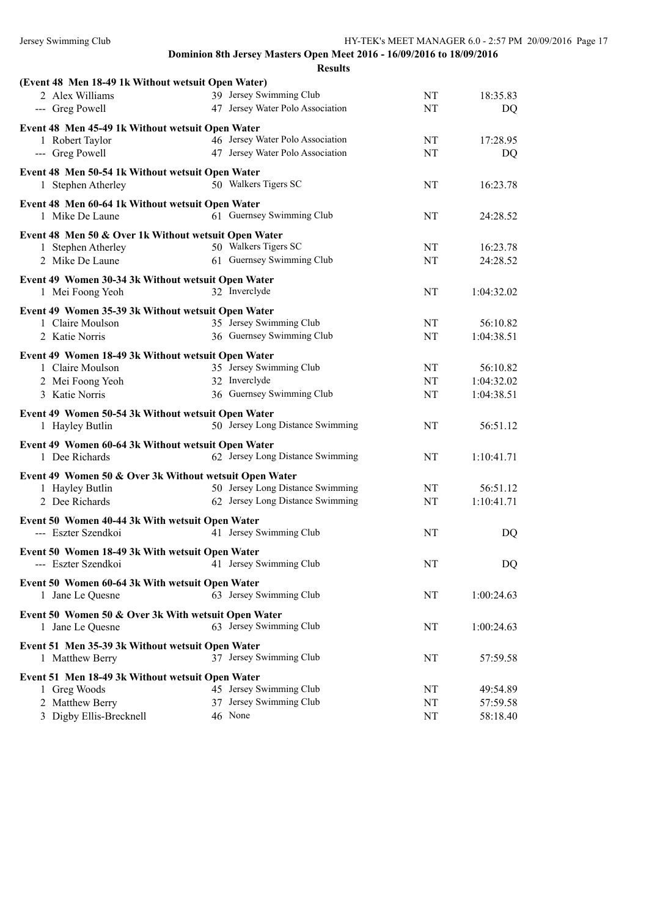**Dominion 8th Jersey Masters Open Meet 2016 - 16/09/2016 to 18/09/2016**

**Results**

**(Event 48 Men 18-49 1k Without wetsuit Open Water)**

| | Name | Age | Team | Seed | Finals |
|---|---|---|---|---|---|
| 2 | Alex Williams | 39 | Jersey Swimming Club | NT | 18:35.83 |
| --- | Greg Powell | 47 | Jersey Water Polo Association | NT | DQ |

**Event 48 Men 45-49 1k Without wetsuit Open Water**

| | Name | Age | Team | Seed | Finals |
|---|---|---|---|---|---|
| 1 | Robert Taylor | 46 | Jersey Water Polo Association | NT | 17:28.95 |
| --- | Greg Powell | 47 | Jersey Water Polo Association | NT | DQ |

**Event 48 Men 50-54 1k Without wetsuit Open Water**

| | Name | Age | Team | Seed | Finals |
|---|---|---|---|---|---|
| 1 | Stephen Atherley | 50 | Walkers Tigers SC | NT | 16:23.78 |

**Event 48 Men 60-64 1k Without wetsuit Open Water**

| | Name | Age | Team | Seed | Finals |
|---|---|---|---|---|---|
| 1 | Mike De Laune | 61 | Guernsey Swimming Club | NT | 24:28.52 |

**Event 48 Men 50 & Over 1k Without wetsuit Open Water**

| | Name | Age | Team | Seed | Finals |
|---|---|---|---|---|---|
| 1 | Stephen Atherley | 50 | Walkers Tigers SC | NT | 16:23.78 |
| 2 | Mike De Laune | 61 | Guernsey Swimming Club | NT | 24:28.52 |

**Event 49 Women 30-34 3k Without wetsuit Open Water**

| | Name | Age | Team | Seed | Finals |
|---|---|---|---|---|---|
| 1 | Mei Foong Yeoh | 32 | Inverclyde | NT | 1:04:32.02 |

**Event 49 Women 35-39 3k Without wetsuit Open Water**

| | Name | Age | Team | Seed | Finals |
|---|---|---|---|---|---|
| 1 | Claire Moulson | 35 | Jersey Swimming Club | NT | 56:10.82 |
| 2 | Katie Norris | 36 | Guernsey Swimming Club | NT | 1:04:38.51 |

**Event 49 Women 18-49 3k Without wetsuit Open Water**

| | Name | Age | Team | Seed | Finals |
|---|---|---|---|---|---|
| 1 | Claire Moulson | 35 | Jersey Swimming Club | NT | 56:10.82 |
| 2 | Mei Foong Yeoh | 32 | Inverclyde | NT | 1:04:32.02 |
| 3 | Katie Norris | 36 | Guernsey Swimming Club | NT | 1:04:38.51 |

**Event 49 Women 50-54 3k Without wetsuit Open Water**

| | Name | Age | Team | Seed | Finals |
|---|---|---|---|---|---|
| 1 | Hayley Butlin | 50 | Jersey Long Distance Swimming | NT | 56:51.12 |

**Event 49 Women 60-64 3k Without wetsuit Open Water**

| | Name | Age | Team | Seed | Finals |
|---|---|---|---|---|---|
| 1 | Dee Richards | 62 | Jersey Long Distance Swimming | NT | 1:10:41.71 |

**Event 49 Women 50 & Over 3k Without wetsuit Open Water**

| | Name | Age | Team | Seed | Finals |
|---|---|---|---|---|---|
| 1 | Hayley Butlin | 50 | Jersey Long Distance Swimming | NT | 56:51.12 |
| 2 | Dee Richards | 62 | Jersey Long Distance Swimming | NT | 1:10:41.71 |

**Event 50 Women 40-44 3k With wetsuit Open Water**

| | Name | Age | Team | Seed | Finals |
|---|---|---|---|---|---|
| --- | Eszter Szendkoi | 41 | Jersey Swimming Club | NT | DQ |

**Event 50 Women 18-49 3k With wetsuit Open Water**

| | Name | Age | Team | Seed | Finals |
|---|---|---|---|---|---|
| --- | Eszter Szendkoi | 41 | Jersey Swimming Club | NT | DQ |

**Event 50 Women 60-64 3k With wetsuit Open Water**

| | Name | Age | Team | Seed | Finals |
|---|---|---|---|---|---|
| 1 | Jane Le Quesne | 63 | Jersey Swimming Club | NT | 1:00:24.63 |

**Event 50 Women 50 & Over 3k With wetsuit Open Water**

| | Name | Age | Team | Seed | Finals |
|---|---|---|---|---|---|
| 1 | Jane Le Quesne | 63 | Jersey Swimming Club | NT | 1:00:24.63 |

**Event 51 Men 35-39 3k Without wetsuit Open Water**

| | Name | Age | Team | Seed | Finals |
|---|---|---|---|---|---|
| 1 | Matthew Berry | 37 | Jersey Swimming Club | NT | 57:59.58 |

**Event 51 Men 18-49 3k Without wetsuit Open Water**

| | Name | Age | Team | Seed | Finals |
|---|---|---|---|---|---|
| 1 | Greg Woods | 45 | Jersey Swimming Club | NT | 49:54.89 |
| 2 | Matthew Berry | 37 | Jersey Swimming Club | NT | 57:59.58 |
| 3 | Digby Ellis-Brecknell | 46 | None | NT | 58:18.40 |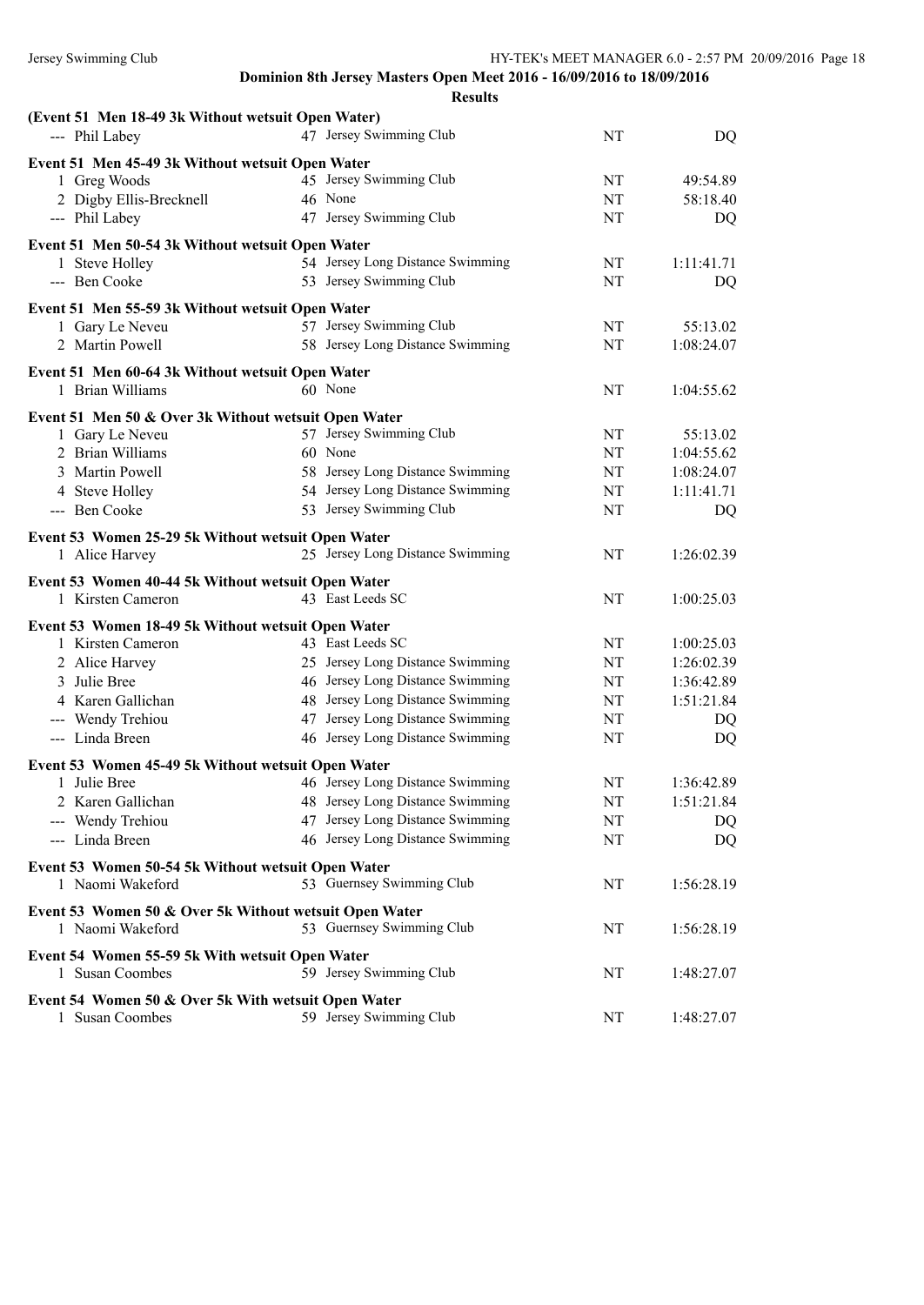**Dominion 8th Jersey Masters Open Meet 2016 - 16/09/2016 to 18/09/2016**

**Results**

**(Event 51 Men 18-49 3k Without wetsuit Open Water)**

| | Name | Age | Team | Seed | Finals |
|---|---|---|---|---|---|
| --- | Phil Labey | 47 | Jersey Swimming Club | NT | DQ |

**Event 51 Men 45-49 3k Without wetsuit Open Water**

| | Name | Age | Team | Seed | Finals |
|---|---|---|---|---|---|
| 1 | Greg Woods | 45 | Jersey Swimming Club | NT | 49:54.89 |
| 2 | Digby Ellis-Brecknell | 46 | None | NT | 58:18.40 |
| --- | Phil Labey | 47 | Jersey Swimming Club | NT | DQ |

**Event 51 Men 50-54 3k Without wetsuit Open Water**

| | Name | Age | Team | Seed | Finals |
|---|---|---|---|---|---|
| 1 | Steve Holley | 54 | Jersey Long Distance Swimming | NT | 1:11:41.71 |
| --- | Ben Cooke | 53 | Jersey Swimming Club | NT | DQ |

**Event 51 Men 55-59 3k Without wetsuit Open Water**

| | Name | Age | Team | Seed | Finals |
|---|---|---|---|---|---|
| 1 | Gary Le Neveu | 57 | Jersey Swimming Club | NT | 55:13.02 |
| 2 | Martin Powell | 58 | Jersey Long Distance Swimming | NT | 1:08:24.07 |

**Event 51 Men 60-64 3k Without wetsuit Open Water**

| | Name | Age | Team | Seed | Finals |
|---|---|---|---|---|---|
| 1 | Brian Williams | 60 | None | NT | 1:04:55.62 |

**Event 51 Men 50 & Over 3k Without wetsuit Open Water**

| | Name | Age | Team | Seed | Finals |
|---|---|---|---|---|---|
| 1 | Gary Le Neveu | 57 | Jersey Swimming Club | NT | 55:13.02 |
| 2 | Brian Williams | 60 | None | NT | 1:04:55.62 |
| 3 | Martin Powell | 58 | Jersey Long Distance Swimming | NT | 1:08:24.07 |
| 4 | Steve Holley | 54 | Jersey Long Distance Swimming | NT | 1:11:41.71 |
| --- | Ben Cooke | 53 | Jersey Swimming Club | NT | DQ |

**Event 53 Women 25-29 5k Without wetsuit Open Water**

| | Name | Age | Team | Seed | Finals |
|---|---|---|---|---|---|
| 1 | Alice Harvey | 25 | Jersey Long Distance Swimming | NT | 1:26:02.39 |

**Event 53 Women 40-44 5k Without wetsuit Open Water**

| | Name | Age | Team | Seed | Finals |
|---|---|---|---|---|---|
| 1 | Kirsten Cameron | 43 | East Leeds SC | NT | 1:00:25.03 |

**Event 53 Women 18-49 5k Without wetsuit Open Water**

| | Name | Age | Team | Seed | Finals |
|---|---|---|---|---|---|
| 1 | Kirsten Cameron | 43 | East Leeds SC | NT | 1:00:25.03 |
| 2 | Alice Harvey | 25 | Jersey Long Distance Swimming | NT | 1:26:02.39 |
| 3 | Julie Bree | 46 | Jersey Long Distance Swimming | NT | 1:36:42.89 |
| 4 | Karen Gallichan | 48 | Jersey Long Distance Swimming | NT | 1:51:21.84 |
| --- | Wendy Trehiou | 47 | Jersey Long Distance Swimming | NT | DQ |
| --- | Linda Breen | 46 | Jersey Long Distance Swimming | NT | DQ |

**Event 53 Women 45-49 5k Without wetsuit Open Water**

| | Name | Age | Team | Seed | Finals |
|---|---|---|---|---|---|
| 1 | Julie Bree | 46 | Jersey Long Distance Swimming | NT | 1:36:42.89 |
| 2 | Karen Gallichan | 48 | Jersey Long Distance Swimming | NT | 1:51:21.84 |
| --- | Wendy Trehiou | 47 | Jersey Long Distance Swimming | NT | DQ |
| --- | Linda Breen | 46 | Jersey Long Distance Swimming | NT | DQ |

**Event 53 Women 50-54 5k Without wetsuit Open Water**

| | Name | Age | Team | Seed | Finals |
|---|---|---|---|---|---|
| 1 | Naomi Wakeford | 53 | Guernsey Swimming Club | NT | 1:56:28.19 |

**Event 53 Women 50 & Over 5k Without wetsuit Open Water**

| | Name | Age | Team | Seed | Finals |
|---|---|---|---|---|---|
| 1 | Naomi Wakeford | 53 | Guernsey Swimming Club | NT | 1:56:28.19 |

**Event 54 Women 55-59 5k With wetsuit Open Water**

| | Name | Age | Team | Seed | Finals |
|---|---|---|---|---|---|
| 1 | Susan Coombes | 59 | Jersey Swimming Club | NT | 1:48:27.07 |

**Event 54 Women 50 & Over 5k With wetsuit Open Water**

| | Name | Age | Team | Seed | Finals |
|---|---|---|---|---|---|
| 1 | Susan Coombes | 59 | Jersey Swimming Club | NT | 1:48:27.07 |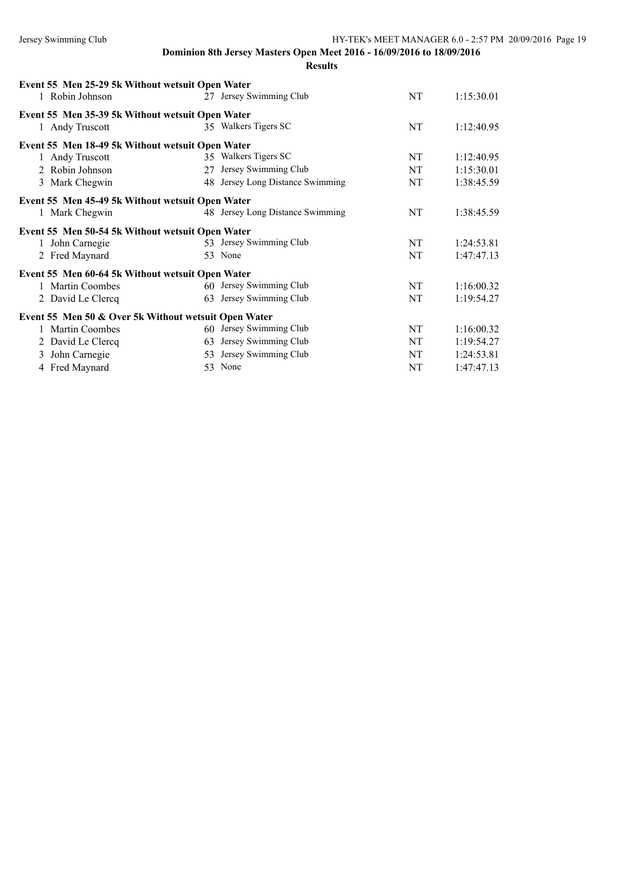## Dominion 8th Jersey Masters Open Meet 2016 - 16/09/2016 to 18/09/2016

### Results

**Event 55 Men 25-29 5k Without wetsuit Open Water**

| | | | | | |
|---|---|---|---|---|---|
| 1 | Robin Johnson | 27 | Jersey Swimming Club | NT | 1:15:30.01 |

**Event 55 Men 35-39 5k Without wetsuit Open Water**

| | | | | | |
|---|---|---|---|---|---|
| 1 | Andy Truscott | 35 | Walkers Tigers SC | NT | 1:12:40.95 |

**Event 55 Men 18-49 5k Without wetsuit Open Water**

| | | | | | |
|---|---|---|---|---|---|
| 1 | Andy Truscott | 35 | Walkers Tigers SC | NT | 1:12:40.95 |
| 2 | Robin Johnson | 27 | Jersey Swimming Club | NT | 1:15:30.01 |
| 3 | Mark Chegwin | 48 | Jersey Long Distance Swimming | NT | 1:38:45.59 |

**Event 55 Men 45-49 5k Without wetsuit Open Water**

| | | | | | |
|---|---|---|---|---|---|
| 1 | Mark Chegwin | 48 | Jersey Long Distance Swimming | NT | 1:38:45.59 |

**Event 55 Men 50-54 5k Without wetsuit Open Water**

| | | | | | |
|---|---|---|---|---|---|
| 1 | John Carnegie | 53 | Jersey Swimming Club | NT | 1:24:53.81 |
| 2 | Fred Maynard | 53 | None | NT | 1:47:47.13 |

**Event 55 Men 60-64 5k Without wetsuit Open Water**

| | | | | | |
|---|---|---|---|---|---|
| 1 | Martin Coombes | 60 | Jersey Swimming Club | NT | 1:16:00.32 |
| 2 | David Le Clercq | 63 | Jersey Swimming Club | NT | 1:19:54.27 |

**Event 55 Men 50 & Over 5k Without wetsuit Open Water**

| | | | | | |
|---|---|---|---|---|---|
| 1 | Martin Coombes | 60 | Jersey Swimming Club | NT | 1:16:00.32 |
| 2 | David Le Clercq | 63 | Jersey Swimming Club | NT | 1:19:54.27 |
| 3 | John Carnegie | 53 | Jersey Swimming Club | NT | 1:24:53.81 |
| 4 | Fred Maynard | 53 | None | NT | 1:47:47.13 |